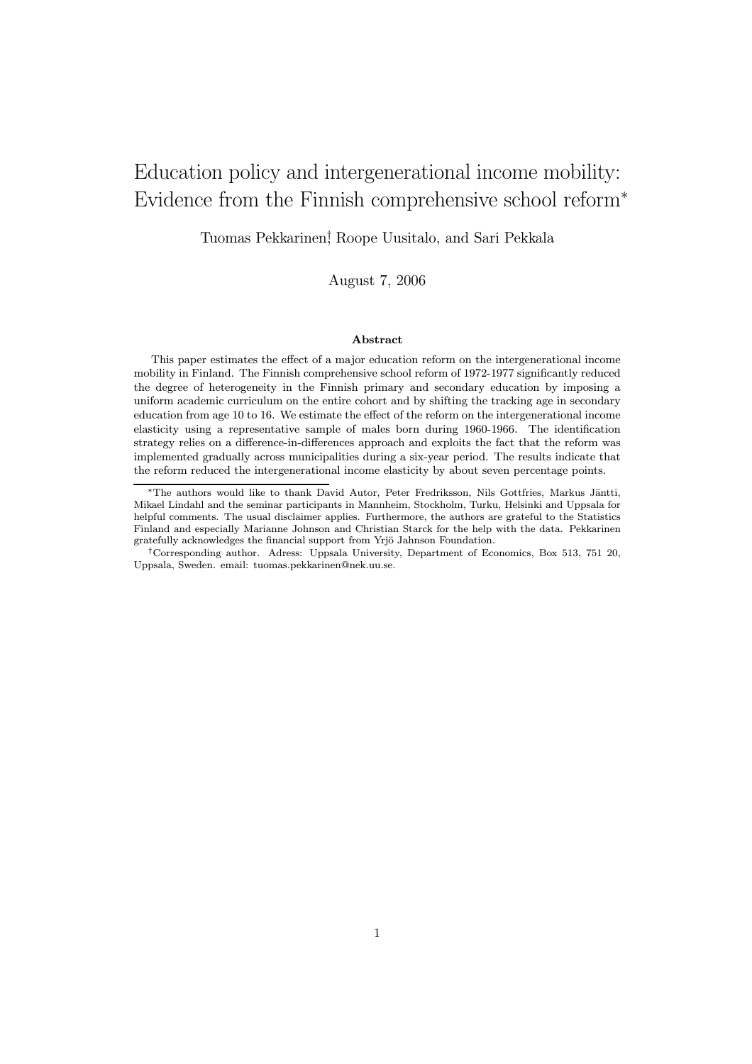# Education policy and intergenerational income mobility: Evidence from the Finnish comprehensive school reform*

Tuomas Pekkarinen†, Roope Uusitalo, and Sari Pekkala

August 7, 2006

### Abstract

This paper estimates the effect of a major education reform on the intergenerational income mobility in Finland. The Finnish comprehensive school reform of 1972-1977 significantly reduced the degree of heterogeneity in the Finnish primary and secondary education by imposing a uniform academic curriculum on the entire cohort and by shifting the tracking age in secondary education from age 10 to 16. We estimate the effect of the reform on the intergenerational income elasticity using a representative sample of males born during 1960-1966. The identification strategy relies on a difference-in-differences approach and exploits the fact that the reform was implemented gradually across municipalities during a six-year period. The results indicate that the reform reduced the intergenerational income elasticity by about seven percentage points.

---

*The authors would like to thank David Autor, Peter Fredriksson, Nils Gottfries, Markus Jäntti, Mikael Lindahl and the seminar participants in Mannheim, Stockholm, Turku, Helsinki and Uppsala for helpful comments. The usual disclaimer applies. Furthermore, the authors are grateful to the Statistics Finland and especially Marianne Johnson and Christian Starck for the help with the data. Pekkarinen gratefully acknowledges the financial support from Yrjö Jahnson Foundation.

†Corresponding author. Adress: Uppsala University, Department of Economics, Box 513, 751 20, Uppsala, Sweden. email: tuomas.pekkarinen@nek.uu.se.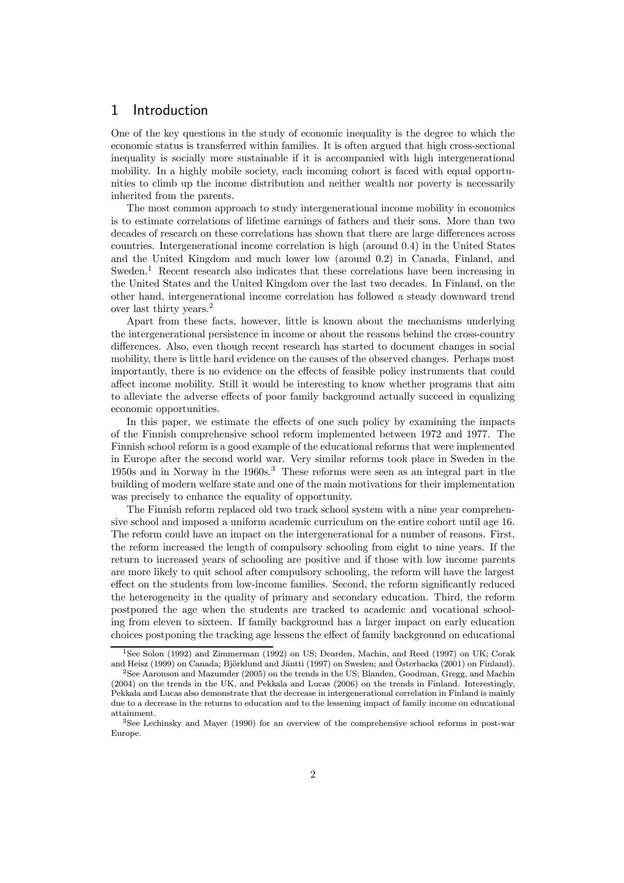# 1 Introduction

One of the key questions in the study of economic inequality is the degree to which the economic status is transferred within families. It is often argued that high cross-sectional inequality is socially more sustainable if it is accompanied with high intergenerational mobility. In a highly mobile society, each incoming cohort is faced with equal opportunities to climb up the income distribution and neither wealth nor poverty is necessarily inherited from the parents.

The most common approach to study intergenerational income mobility in economics is to estimate correlations of lifetime earnings of fathers and their sons. More than two decades of research on these correlations has shown that there are large differences across countries. Intergenerational income correlation is high (around 0.4) in the United States and the United Kingdom and much lower low (around 0.2) in Canada, Finland, and Sweden.[1] Recent research also indicates that these correlations have been increasing in the United States and the United Kingdom over the last two decades. In Finland, on the other hand, intergenerational income correlation has followed a steady downward trend over last thirty years.[2]

Apart from these facts, however, little is known about the mechanisms underlying the intergenerational persistence in income or about the reasons behind the cross-country differences. Also, even though recent research has started to document changes in social mobility, there is little hard evidence on the causes of the observed changes. Perhaps most importantly, there is no evidence on the effects of feasible policy instruments that could affect income mobility. Still it would be interesting to know whether programs that aim to alleviate the adverse effects of poor family background actually succeed in equalizing economic opportunities.

In this paper, we estimate the effects of one such policy by examining the impacts of the Finnish comprehensive school reform implemented between 1972 and 1977. The Finnish school reform is a good example of the educational reforms that were implemented in Europe after the second world war. Very similar reforms took place in Sweden in the 1950s and in Norway in the 1960s.[3] These reforms were seen as an integral part in the building of modern welfare state and one of the main motivations for their implementation was precisely to enhance the equality of opportunity.

The Finnish reform replaced old two track school system with a nine year comprehensive school and imposed a uniform academic curriculum on the entire cohort until age 16. The reform could have an impact on the intergenerational for a number of reasons. First, the reform increased the length of compulsory schooling from eight to nine years. If the return to increased years of schooling are positive and if those with low income parents are more likely to quit school after compulsory schooling, the reform will have the largest effect on the students from low-income families. Second, the reform significantly reduced the heterogeneity in the quality of primary and secondary education. Third, the reform postponed the age when the students are tracked to academic and vocational schooling from eleven to sixteen. If family background has a larger impact on early education choices postponing the tracking age lessens the effect of family background on educational

---

[1] See Solon (1992) and Zimmerman (1992) on US; Dearden, Machin, and Reed (1997) on UK; Corak and Heisz (1999) on Canada; Björklund and Jäntti (1997) on Sweden; and Österbacka (2001) on Finland).

[2] See Aaronson and Mazumder (2005) on the trends in the US; Blanden, Goodman, Gregg, and Machin (2004) on the trends in the UK, and Pekkala and Lucas (2006) on the trends in Finland. Interestingly, Pekkala and Lucas also demonstrate that the decrease in intergenerational correlation in Finland is mainly due to a decrease in the returns to education and to the lessening impact of family income on educational attainment.

[3] See Lechinsky and Mayer (1990) for an overview of the comprehensive school reforms in post-war Europe.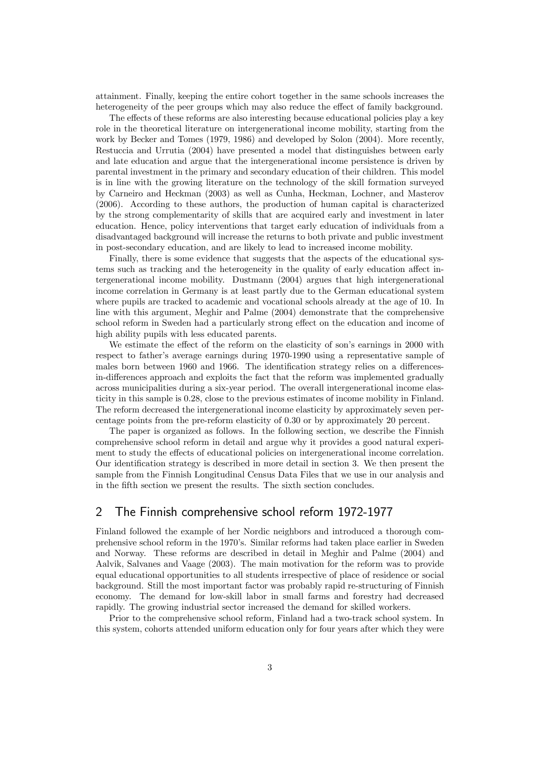attainment. Finally, keeping the entire cohort together in the same schools increases the heterogeneity of the peer groups which may also reduce the effect of family background.

The effects of these reforms are also interesting because educational policies play a key role in the theoretical literature on intergenerational income mobility, starting from the work by Becker and Tomes (1979, 1986) and developed by Solon (2004). More recently, Restuccia and Urrutia (2004) have presented a model that distinguishes between early and late education and argue that the intergenerational income persistence is driven by parental investment in the primary and secondary education of their children. This model is in line with the growing literature on the technology of the skill formation surveyed by Carneiro and Heckman (2003) as well as Cunha, Heckman, Lochner, and Masterov (2006). According to these authors, the production of human capital is characterized by the strong complementarity of skills that are acquired early and investment in later education. Hence, policy interventions that target early education of individuals from a disadvantaged background will increase the returns to both private and public investment in post-secondary education, and are likely to lead to increased income mobility.

Finally, there is some evidence that suggests that the aspects of the educational systems such as tracking and the heterogeneity in the quality of early education affect intergenerational income mobility. Dustmann (2004) argues that high intergenerational income correlation in Germany is at least partly due to the German educational system where pupils are tracked to academic and vocational schools already at the age of 10. In line with this argument, Meghir and Palme (2004) demonstrate that the comprehensive school reform in Sweden had a particularly strong effect on the education and income of high ability pupils with less educated parents.

We estimate the effect of the reform on the elasticity of son's earnings in 2000 with respect to father's average earnings during 1970-1990 using a representative sample of males born between 1960 and 1966. The identification strategy relies on a differences-in-differences approach and exploits the fact that the reform was implemented gradually across municipalities during a six-year period. The overall intergenerational income elasticity in this sample is 0.28, close to the previous estimates of income mobility in Finland. The reform decreased the intergenerational income elasticity by approximately seven percentage points from the pre-reform elasticity of 0.30 or by approximately 20 percent.

The paper is organized as follows. In the following section, we describe the Finnish comprehensive school reform in detail and argue why it provides a good natural experiment to study the effects of educational policies on intergenerational income correlation. Our identification strategy is described in more detail in section 3. We then present the sample from the Finnish Longitudinal Census Data Files that we use in our analysis and in the fifth section we present the results. The sixth section concludes.

## 2 The Finnish comprehensive school reform 1972-1977

Finland followed the example of her Nordic neighbors and introduced a thorough comprehensive school reform in the 1970's. Similar reforms had taken place earlier in Sweden and Norway. These reforms are described in detail in Meghir and Palme (2004) and Aalvik, Salvanes and Vaage (2003). The main motivation for the reform was to provide equal educational opportunities to all students irrespective of place of residence or social background. Still the most important factor was probably rapid re-structuring of Finnish economy. The demand for low-skill labor in small farms and forestry had decreased rapidly. The growing industrial sector increased the demand for skilled workers.

Prior to the comprehensive school reform, Finland had a two-track school system. In this system, cohorts attended uniform education only for four years after which they were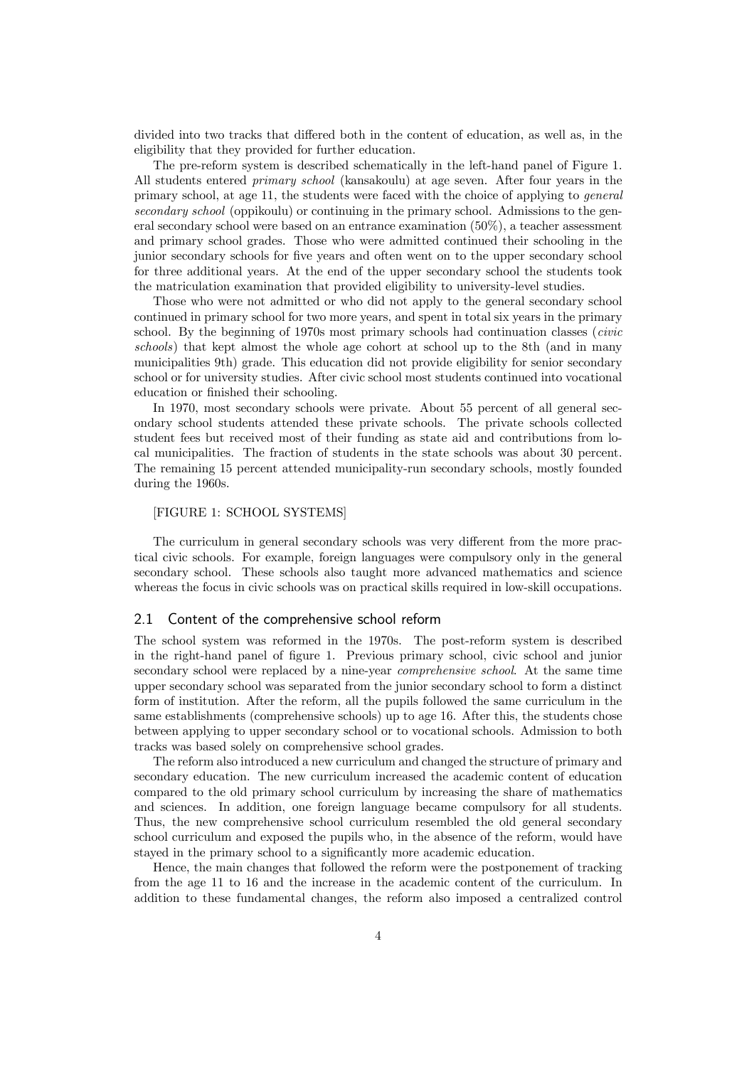divided into two tracks that differed both in the content of education, as well as, in the eligibility that they provided for further education.

The pre-reform system is described schematically in the left-hand panel of Figure 1. All students entered *primary school* (kansakoulu) at age seven. After four years in the primary school, at age 11, the students were faced with the choice of applying to *general secondary school* (oppikoulu) or continuing in the primary school. Admissions to the general secondary school were based on an entrance examination (50%), a teacher assessment and primary school grades. Those who were admitted continued their schooling in the junior secondary schools for five years and often went on to the upper secondary school for three additional years. At the end of the upper secondary school the students took the matriculation examination that provided eligibility to university-level studies.

Those who were not admitted or who did not apply to the general secondary school continued in primary school for two more years, and spent in total six years in the primary school. By the beginning of 1970s most primary schools had continuation classes (*civic schools*) that kept almost the whole age cohort at school up to the 8th (and in many municipalities 9th) grade. This education did not provide eligibility for senior secondary school or for university studies. After civic school most students continued into vocational education or finished their schooling.

In 1970, most secondary schools were private. About 55 percent of all general secondary school students attended these private schools. The private schools collected student fees but received most of their funding as state aid and contributions from local municipalities. The fraction of students in the state schools was about 30 percent. The remaining 15 percent attended municipality-run secondary schools, mostly founded during the 1960s.

[FIGURE 1: SCHOOL SYSTEMS]

The curriculum in general secondary schools was very different from the more practical civic schools. For example, foreign languages were compulsory only in the general secondary school. These schools also taught more advanced mathematics and science whereas the focus in civic schools was on practical skills required in low-skill occupations.

## 2.1 Content of the comprehensive school reform

The school system was reformed in the 1970s. The post-reform system is described in the right-hand panel of figure 1. Previous primary school, civic school and junior secondary school were replaced by a nine-year *comprehensive school*. At the same time upper secondary school was separated from the junior secondary school to form a distinct form of institution. After the reform, all the pupils followed the same curriculum in the same establishments (comprehensive schools) up to age 16. After this, the students chose between applying to upper secondary school or to vocational schools. Admission to both tracks was based solely on comprehensive school grades.

The reform also introduced a new curriculum and changed the structure of primary and secondary education. The new curriculum increased the academic content of education compared to the old primary school curriculum by increasing the share of mathematics and sciences. In addition, one foreign language became compulsory for all students. Thus, the new comprehensive school curriculum resembled the old general secondary school curriculum and exposed the pupils who, in the absence of the reform, would have stayed in the primary school to a significantly more academic education.

Hence, the main changes that followed the reform were the postponement of tracking from the age 11 to 16 and the increase in the academic content of the curriculum. In addition to these fundamental changes, the reform also imposed a centralized control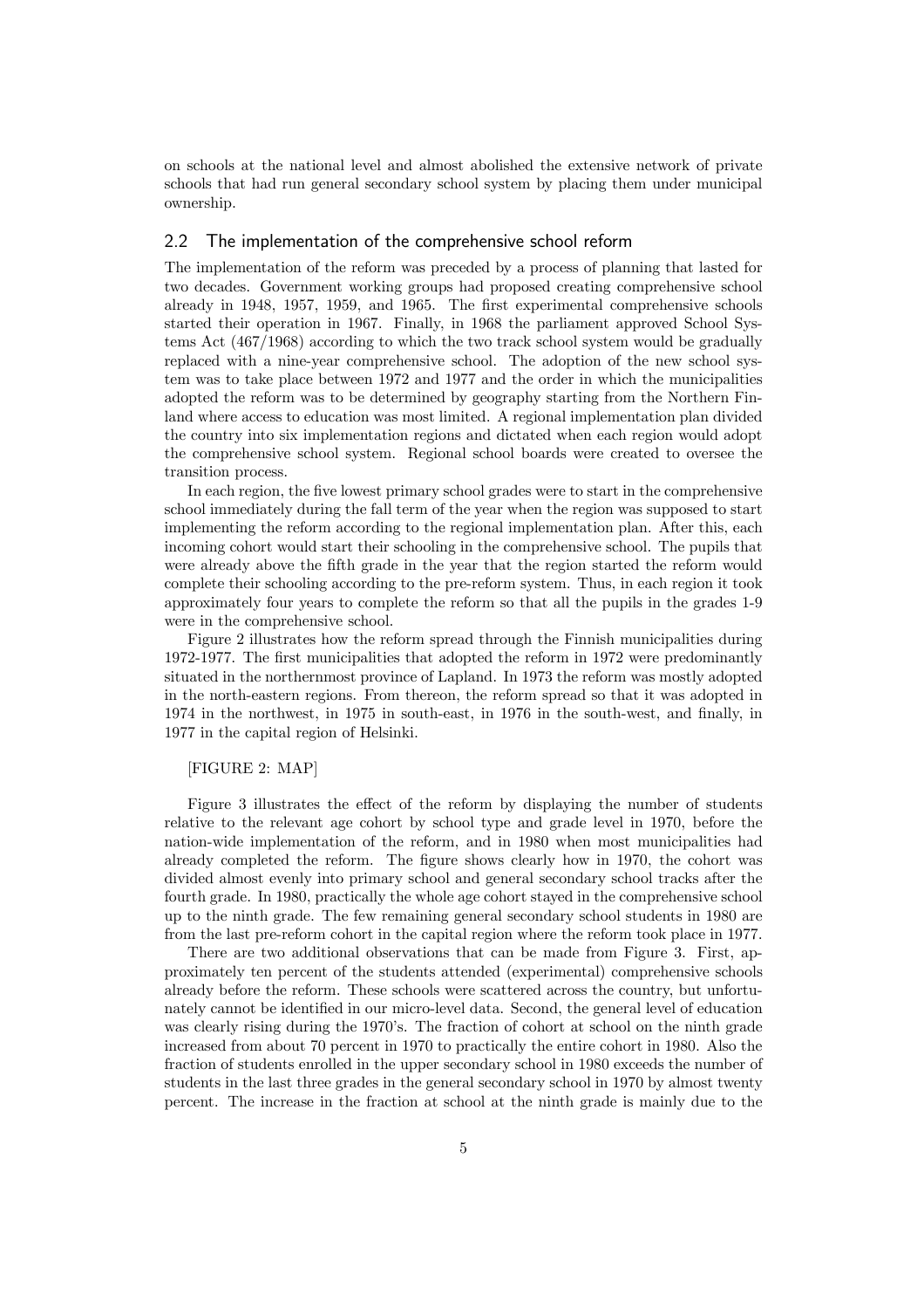on schools at the national level and almost abolished the extensive network of private schools that had run general secondary school system by placing them under municipal ownership.

### 2.2 The implementation of the comprehensive school reform

The implementation of the reform was preceded by a process of planning that lasted for two decades. Government working groups had proposed creating comprehensive school already in 1948, 1957, 1959, and 1965. The first experimental comprehensive schools started their operation in 1967. Finally, in 1968 the parliament approved School Systems Act (467/1968) according to which the two track school system would be gradually replaced with a nine-year comprehensive school. The adoption of the new school system was to take place between 1972 and 1977 and the order in which the municipalities adopted the reform was to be determined by geography starting from the Northern Finland where access to education was most limited. A regional implementation plan divided the country into six implementation regions and dictated when each region would adopt the comprehensive school system. Regional school boards were created to oversee the transition process.

In each region, the five lowest primary school grades were to start in the comprehensive school immediately during the fall term of the year when the region was supposed to start implementing the reform according to the regional implementation plan. After this, each incoming cohort would start their schooling in the comprehensive school. The pupils that were already above the fifth grade in the year that the region started the reform would complete their schooling according to the pre-reform system. Thus, in each region it took approximately four years to complete the reform so that all the pupils in the grades 1-9 were in the comprehensive school.

Figure 2 illustrates how the reform spread through the Finnish municipalities during 1972-1977. The first municipalities that adopted the reform in 1972 were predominantly situated in the northernmost province of Lapland. In 1973 the reform was mostly adopted in the north-eastern regions. From thereon, the reform spread so that it was adopted in 1974 in the northwest, in 1975 in south-east, in 1976 in the south-west, and finally, in 1977 in the capital region of Helsinki.

[FIGURE 2: MAP]

Figure 3 illustrates the effect of the reform by displaying the number of students relative to the relevant age cohort by school type and grade level in 1970, before the nation-wide implementation of the reform, and in 1980 when most municipalities had already completed the reform. The figure shows clearly how in 1970, the cohort was divided almost evenly into primary school and general secondary school tracks after the fourth grade. In 1980, practically the whole age cohort stayed in the comprehensive school up to the ninth grade. The few remaining general secondary school students in 1980 are from the last pre-reform cohort in the capital region where the reform took place in 1977.

There are two additional observations that can be made from Figure 3. First, approximately ten percent of the students attended (experimental) comprehensive schools already before the reform. These schools were scattered across the country, but unfortunately cannot be identified in our micro-level data. Second, the general level of education was clearly rising during the 1970's. The fraction of cohort at school on the ninth grade increased from about 70 percent in 1970 to practically the entire cohort in 1980. Also the fraction of students enrolled in the upper secondary school in 1980 exceeds the number of students in the last three grades in the general secondary school in 1970 by almost twenty percent. The increase in the fraction at school at the ninth grade is mainly due to the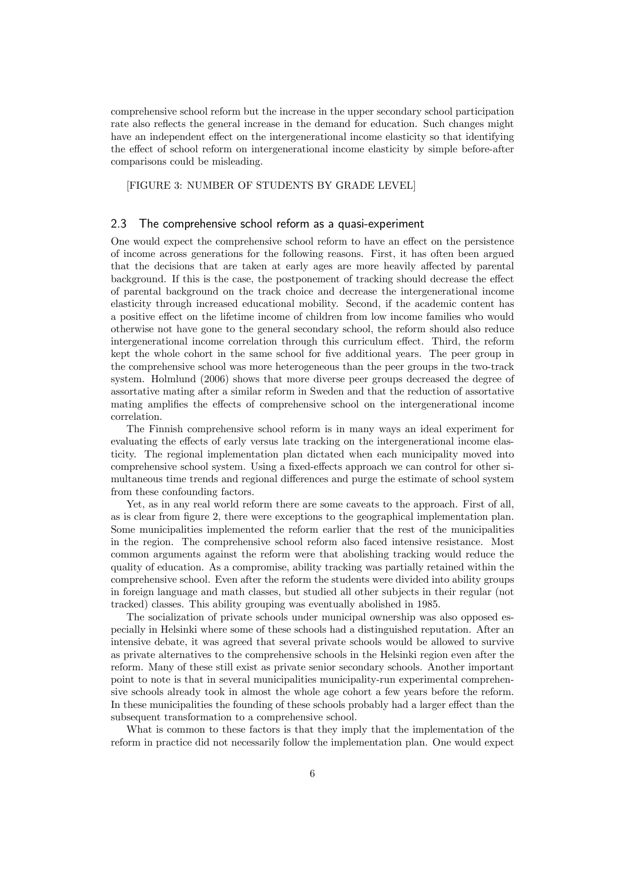comprehensive school reform but the increase in the upper secondary school participation rate also reflects the general increase in the demand for education. Such changes might have an independent effect on the intergenerational income elasticity so that identifying the effect of school reform on intergenerational income elasticity by simple before-after comparisons could be misleading.

[FIGURE 3: NUMBER OF STUDENTS BY GRADE LEVEL]

### 2.3 The comprehensive school reform as a quasi-experiment

One would expect the comprehensive school reform to have an effect on the persistence of income across generations for the following reasons. First, it has often been argued that the decisions that are taken at early ages are more heavily affected by parental background. If this is the case, the postponement of tracking should decrease the effect of parental background on the track choice and decrease the intergenerational income elasticity through increased educational mobility. Second, if the academic content has a positive effect on the lifetime income of children from low income families who would otherwise not have gone to the general secondary school, the reform should also reduce intergenerational income correlation through this curriculum effect. Third, the reform kept the whole cohort in the same school for five additional years. The peer group in the comprehensive school was more heterogeneous than the peer groups in the two-track system. Holmlund (2006) shows that more diverse peer groups decreased the degree of assortative mating after a similar reform in Sweden and that the reduction of assortative mating amplifies the effects of comprehensive school on the intergenerational income correlation.

The Finnish comprehensive school reform is in many ways an ideal experiment for evaluating the effects of early versus late tracking on the intergenerational income elasticity. The regional implementation plan dictated when each municipality moved into comprehensive school system. Using a fixed-effects approach we can control for other simultaneous time trends and regional differences and purge the estimate of school system from these confounding factors.

Yet, as in any real world reform there are some caveats to the approach. First of all, as is clear from figure 2, there were exceptions to the geographical implementation plan. Some municipalities implemented the reform earlier that the rest of the municipalities in the region. The comprehensive school reform also faced intensive resistance. Most common arguments against the reform were that abolishing tracking would reduce the quality of education. As a compromise, ability tracking was partially retained within the comprehensive school. Even after the reform the students were divided into ability groups in foreign language and math classes, but studied all other subjects in their regular (not tracked) classes. This ability grouping was eventually abolished in 1985.

The socialization of private schools under municipal ownership was also opposed especially in Helsinki where some of these schools had a distinguished reputation. After an intensive debate, it was agreed that several private schools would be allowed to survive as private alternatives to the comprehensive schools in the Helsinki region even after the reform. Many of these still exist as private senior secondary schools. Another important point to note is that in several municipalities municipality-run experimental comprehensive schools already took in almost the whole age cohort a few years before the reform. In these municipalities the founding of these schools probably had a larger effect than the subsequent transformation to a comprehensive school.

What is common to these factors is that they imply that the implementation of the reform in practice did not necessarily follow the implementation plan. One would expect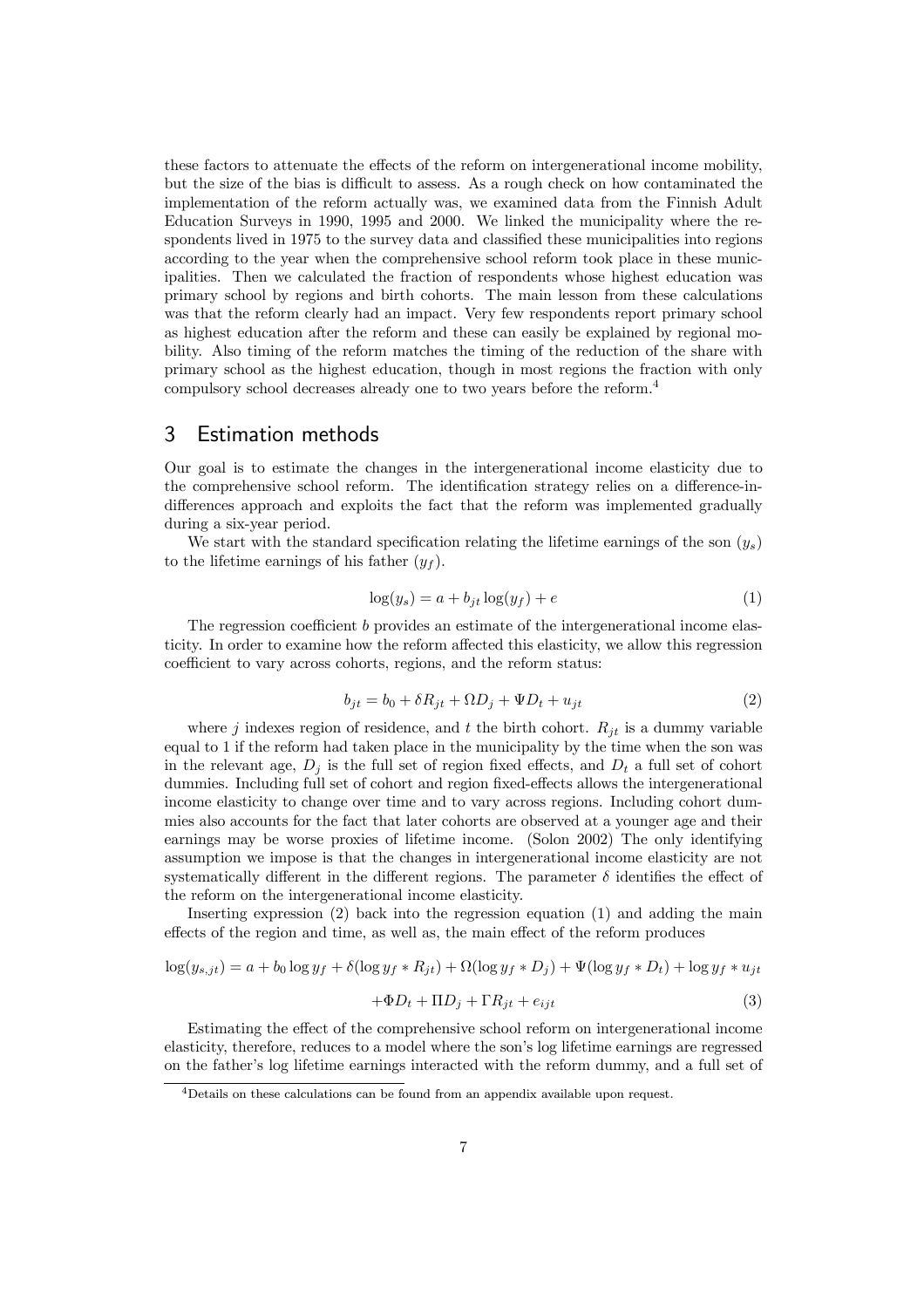these factors to attenuate the effects of the reform on intergenerational income mobility, but the size of the bias is difficult to assess. As a rough check on how contaminated the implementation of the reform actually was, we examined data from the Finnish Adult Education Surveys in 1990, 1995 and 2000. We linked the municipality where the respondents lived in 1975 to the survey data and classified these municipalities into regions according to the year when the comprehensive school reform took place in these municipalities. Then we calculated the fraction of respondents whose highest education was primary school by regions and birth cohorts. The main lesson from these calculations was that the reform clearly had an impact. Very few respondents report primary school as highest education after the reform and these can easily be explained by regional mobility. Also timing of the reform matches the timing of the reduction of the share with primary school as the highest education, though in most regions the fraction with only compulsory school decreases already one to two years before the reform.[4]

## 3 Estimation methods

Our goal is to estimate the changes in the intergenerational income elasticity due to the comprehensive school reform. The identification strategy relies on a difference-in-differences approach and exploits the fact that the reform was implemented gradually during a six-year period.

We start with the standard specification relating the lifetime earnings of the son ($y_s$) to the lifetime earnings of his father ($y_f$).

$$\log(y_s) = a + b_{jt} \log(y_f) + e \tag{1}$$

The regression coefficient $b$ provides an estimate of the intergenerational income elasticity. In order to examine how the reform affected this elasticity, we allow this regression coefficient to vary across cohorts, regions, and the reform status:

$$b_{jt} = b_0 + \delta R_{jt} + \Omega D_j + \Psi D_t + u_{jt} \tag{2}$$

where $j$ indexes region of residence, and $t$ the birth cohort. $R_{jt}$ is a dummy variable equal to 1 if the reform had taken place in the municipality by the time when the son was in the relevant age, $D_j$ is the full set of region fixed effects, and $D_t$ a full set of cohort dummies. Including full set of cohort and region fixed-effects allows the intergenerational income elasticity to change over time and to vary across regions. Including cohort dummies also accounts for the fact that later cohorts are observed at a younger age and their earnings may be worse proxies of lifetime income. (Solon 2002) The only identifying assumption we impose is that the changes in intergenerational income elasticity are not systematically different in the different regions. The parameter $\delta$ identifies the effect of the reform on the intergenerational income elasticity.

Inserting expression (2) back into the regression equation (1) and adding the main effects of the region and time, as well as, the main effect of the reform produces

$$\log(y_{s,jt}) = a + b_0 \log y_f + \delta(\log y_f * R_{jt}) + \Omega(\log y_f * D_j) + \Psi(\log y_f * D_t) + \log y_f * u_{jt}$$
$$+ \Phi D_t + \Pi D_j + \Gamma R_{jt} + e_{ijt} \tag{3}$$

Estimating the effect of the comprehensive school reform on intergenerational income elasticity, therefore, reduces to a model where the son's log lifetime earnings are regressed on the father's log lifetime earnings interacted with the reform dummy, and a full set of

[4] Details on these calculations can be found from an appendix available upon request.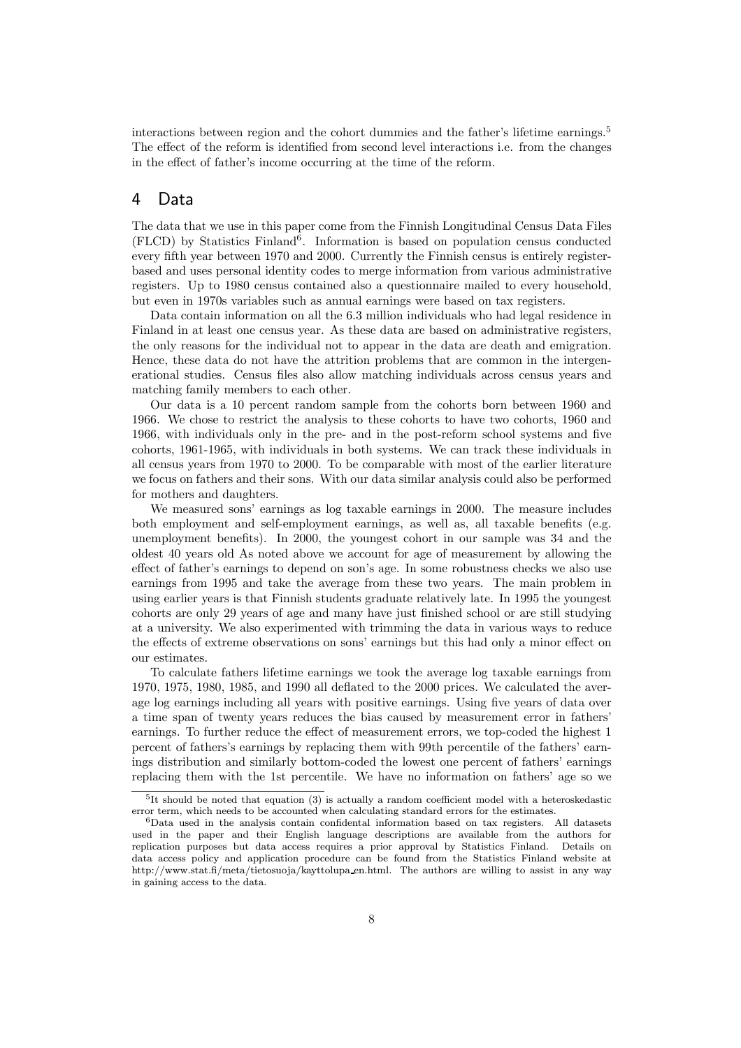interactions between region and the cohort dummies and the father's lifetime earnings.[5] The effect of the reform is identified from second level interactions i.e. from the changes in the effect of father's income occurring at the time of the reform.

## 4 Data

The data that we use in this paper come from the Finnish Longitudinal Census Data Files (FLCD) by Statistics Finland[6]. Information is based on population census conducted every fifth year between 1970 and 2000. Currently the Finnish census is entirely register-based and uses personal identity codes to merge information from various administrative registers. Up to 1980 census contained also a questionnaire mailed to every household, but even in 1970s variables such as annual earnings were based on tax registers.

Data contain information on all the 6.3 million individuals who had legal residence in Finland in at least one census year. As these data are based on administrative registers, the only reasons for the individual not to appear in the data are death and emigration. Hence, these data do not have the attrition problems that are common in the intergenerational studies. Census files also allow matching individuals across census years and matching family members to each other.

Our data is a 10 percent random sample from the cohorts born between 1960 and 1966. We chose to restrict the analysis to these cohorts to have two cohorts, 1960 and 1966, with individuals only in the pre- and in the post-reform school systems and five cohorts, 1961-1965, with individuals in both systems. We can track these individuals in all census years from 1970 to 2000. To be comparable with most of the earlier literature we focus on fathers and their sons. With our data similar analysis could also be performed for mothers and daughters.

We measured sons' earnings as log taxable earnings in 2000. The measure includes both employment and self-employment earnings, as well as, all taxable benefits (e.g. unemployment benefits). In 2000, the youngest cohort in our sample was 34 and the oldest 40 years old As noted above we account for age of measurement by allowing the effect of father's earnings to depend on son's age. In some robustness checks we also use earnings from 1995 and take the average from these two years. The main problem in using earlier years is that Finnish students graduate relatively late. In 1995 the youngest cohorts are only 29 years of age and many have just finished school or are still studying at a university. We also experimented with trimming the data in various ways to reduce the effects of extreme observations on sons' earnings but this had only a minor effect on our estimates.

To calculate fathers lifetime earnings we took the average log taxable earnings from 1970, 1975, 1980, 1985, and 1990 all deflated to the 2000 prices. We calculated the average log earnings including all years with positive earnings. Using five years of data over a time span of twenty years reduces the bias caused by measurement error in fathers' earnings. To further reduce the effect of measurement errors, we top-coded the highest 1 percent of fathers's earnings by replacing them with 99th percentile of the fathers' earnings distribution and similarly bottom-coded the lowest one percent of fathers' earnings replacing them with the 1st percentile. We have no information on fathers' age so we

[5]It should be noted that equation (3) is actually a random coefficient model with a heteroskedastic error term, which needs to be accounted when calculating standard errors for the estimates.

[6]Data used in the analysis contain confidental information based on tax registers. All datasets used in the paper and their English language descriptions are available from the authors for replication purposes but data access requires a prior approval by Statistics Finland. Details on data access policy and application procedure can be found from the Statistics Finland website at http://www.stat.fi/meta/tietosuoja/kayttolupa_en.html. The authors are willing to assist in any way in gaining access to the data.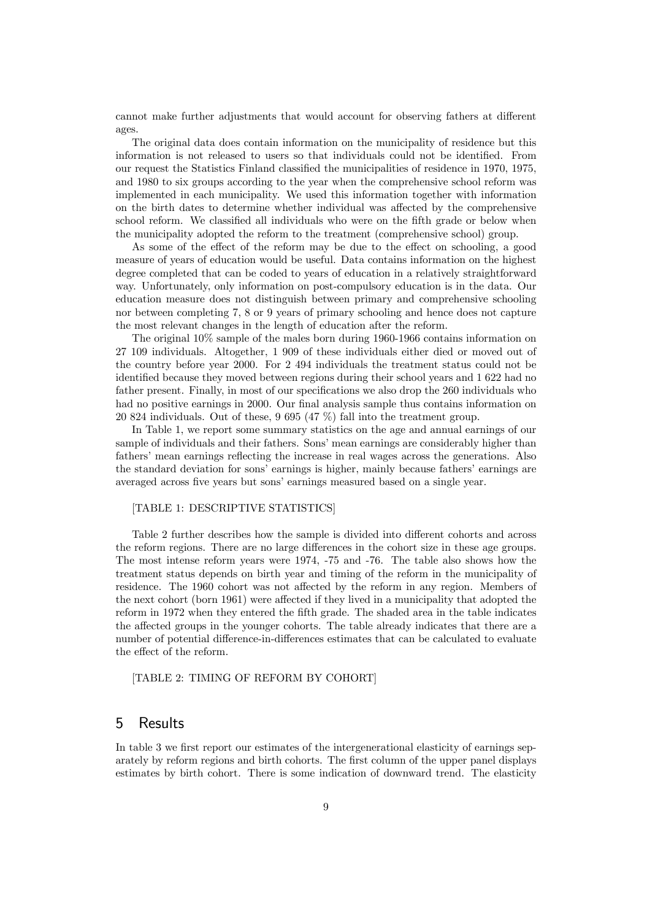cannot make further adjustments that would account for observing fathers at different ages.

The original data does contain information on the municipality of residence but this information is not released to users so that individuals could not be identified. From our request the Statistics Finland classified the municipalities of residence in 1970, 1975, and 1980 to six groups according to the year when the comprehensive school reform was implemented in each municipality. We used this information together with information on the birth dates to determine whether individual was affected by the comprehensive school reform. We classified all individuals who were on the fifth grade or below when the municipality adopted the reform to the treatment (comprehensive school) group.

As some of the effect of the reform may be due to the effect on schooling, a good measure of years of education would be useful. Data contains information on the highest degree completed that can be coded to years of education in a relatively straightforward way. Unfortunately, only information on post-compulsory education is in the data. Our education measure does not distinguish between primary and comprehensive schooling nor between completing 7, 8 or 9 years of primary schooling and hence does not capture the most relevant changes in the length of education after the reform.

The original 10% sample of the males born during 1960-1966 contains information on 27 109 individuals. Altogether, 1 909 of these individuals either died or moved out of the country before year 2000. For 2 494 individuals the treatment status could not be identified because they moved between regions during their school years and 1 622 had no father present. Finally, in most of our specifications we also drop the 260 individuals who had no positive earnings in 2000. Our final analysis sample thus contains information on 20 824 individuals. Out of these, 9 695 (47 %) fall into the treatment group.

In Table 1, we report some summary statistics on the age and annual earnings of our sample of individuals and their fathers. Sons' mean earnings are considerably higher than fathers' mean earnings reflecting the increase in real wages across the generations. Also the standard deviation for sons' earnings is higher, mainly because fathers' earnings are averaged across five years but sons' earnings measured based on a single year.

[TABLE 1: DESCRIPTIVE STATISTICS]

Table 2 further describes how the sample is divided into different cohorts and across the reform regions. There are no large differences in the cohort size in these age groups. The most intense reform years were 1974, -75 and -76. The table also shows how the treatment status depends on birth year and timing of the reform in the municipality of residence. The 1960 cohort was not affected by the reform in any region. Members of the next cohort (born 1961) were affected if they lived in a municipality that adopted the reform in 1972 when they entered the fifth grade. The shaded area in the table indicates the affected groups in the younger cohorts. The table already indicates that there are a number of potential difference-in-differences estimates that can be calculated to evaluate the effect of the reform.

[TABLE 2: TIMING OF REFORM BY COHORT]

# 5 Results

In table 3 we first report our estimates of the intergenerational elasticity of earnings separately by reform regions and birth cohorts. The first column of the upper panel displays estimates by birth cohort. There is some indication of downward trend. The elasticity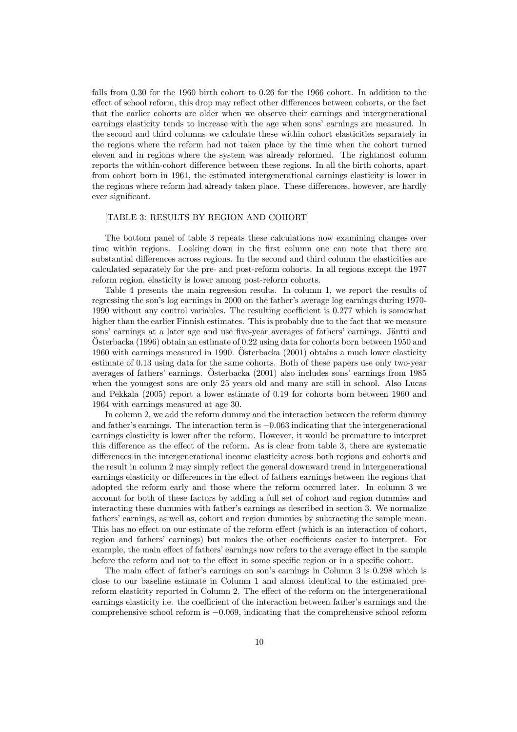falls from 0.30 for the 1960 birth cohort to 0.26 for the 1966 cohort. In addition to the effect of school reform, this drop may reflect other differences between cohorts, or the fact that the earlier cohorts are older when we observe their earnings and intergenerational earnings elasticity tends to increase with the age when sons' earnings are measured. In the second and third columns we calculate these within cohort elasticities separately in the regions where the reform had not taken place by the time when the cohort turned eleven and in regions where the system was already reformed. The rightmost column reports the within-cohort difference between these regions. In all the birth cohorts, apart from cohort born in 1961, the estimated intergenerational earnings elasticity is lower in the regions where reform had already taken place. These differences, however, are hardly ever significant.

[TABLE 3: RESULTS BY REGION AND COHORT]

The bottom panel of table 3 repeats these calculations now examining changes over time within regions. Looking down in the first column one can note that there are substantial differences across regions. In the second and third column the elasticities are calculated separately for the pre- and post-reform cohorts. In all regions except the 1977 reform region, elasticity is lower among post-reform cohorts.

Table 4 presents the main regression results. In column 1, we report the results of regressing the son's log earnings in 2000 on the father's average log earnings during 1970-1990 without any control variables. The resulting coefficient is 0.277 which is somewhat higher than the earlier Finnish estimates. This is probably due to the fact that we measure sons' earnings at a later age and use five-year averages of fathers' earnings. Jäntti and Österbacka (1996) obtain an estimate of 0.22 using data for cohorts born between 1950 and 1960 with earnings measured in 1990. Österbacka (2001) obtains a much lower elasticity estimate of 0.13 using data for the same cohorts. Both of these papers use only two-year averages of fathers' earnings. Österbacka (2001) also includes sons' earnings from 1985 when the youngest sons are only 25 years old and many are still in school. Also Lucas and Pekkala (2005) report a lower estimate of 0.19 for cohorts born between 1960 and 1964 with earnings measured at age 30.

In column 2, we add the reform dummy and the interaction between the reform dummy and father's earnings. The interaction term is $-0.063$ indicating that the intergenerational earnings elasticity is lower after the reform. However, it would be premature to interpret this difference as the effect of the reform. As is clear from table 3, there are systematic differences in the intergenerational income elasticity across both regions and cohorts and the result in column 2 may simply reflect the general downward trend in intergenerational earnings elasticity or differences in the effect of fathers earnings between the regions that adopted the reform early and those where the reform occurred later. In column 3 we account for both of these factors by adding a full set of cohort and region dummies and interacting these dummies with father's earnings as described in section 3. We normalize fathers' earnings, as well as, cohort and region dummies by subtracting the sample mean. This has no effect on our estimate of the reform effect (which is an interaction of cohort, region and fathers' earnings) but makes the other coefficients easier to interpret. For example, the main effect of fathers' earnings now refers to the average effect in the sample before the reform and not to the effect in some specific region or in a specific cohort.

The main effect of father's earnings on son's earnings in Column 3 is 0.298 which is close to our baseline estimate in Column 1 and almost identical to the estimated pre-reform elasticity reported in Column 2. The effect of the reform on the intergenerational earnings elasticity i.e. the coefficient of the interaction between father's earnings and the comprehensive school reform is $-0.069$, indicating that the comprehensive school reform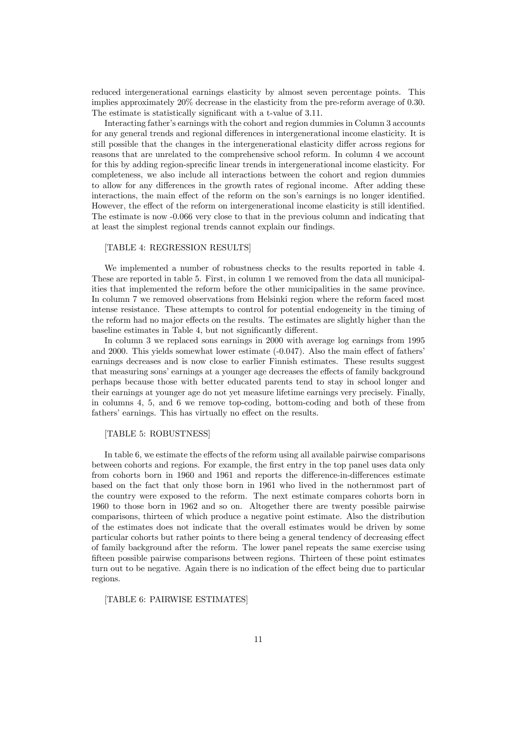reduced intergenerational earnings elasticity by almost seven percentage points. This implies approximately 20% decrease in the elasticity from the pre-reform average of 0.30. The estimate is statistically significant with a t-value of 3.11.

Interacting father's earnings with the cohort and region dummies in Column 3 accounts for any general trends and regional differences in intergenerational income elasticity. It is still possible that the changes in the intergenerational elasticity differ across regions for reasons that are unrelated to the comprehensive school reform. In column 4 we account for this by adding region-sprecific linear trends in intergenerational income elasticity. For completeness, we also include all interactions between the cohort and region dummies to allow for any differences in the growth rates of regional income. After adding these interactions, the main effect of the reform on the son's earnings is no longer identified. However, the effect of the reform on intergenerational income elasticity is still identified. The estimate is now -0.066 very close to that in the previous column and indicating that at least the simplest regional trends cannot explain our findings.

[TABLE 4: REGRESSION RESULTS]

We implemented a number of robustness checks to the results reported in table 4. These are reported in table 5. First, in column 1 we removed from the data all municipalities that implemented the reform before the other municipalities in the same province. In column 7 we removed observations from Helsinki region where the reform faced most intense resistance. These attempts to control for potential endogeneity in the timing of the reform had no major effects on the results. The estimates are slightly higher than the baseline estimates in Table 4, but not significantly different.

In column 3 we replaced sons earnings in 2000 with average log earnings from 1995 and 2000. This yields somewhat lower estimate (-0.047). Also the main effect of fathers' earnings decreases and is now close to earlier Finnish estimates. These results suggest that measuring sons' earnings at a younger age decreases the effects of family background perhaps because those with better educated parents tend to stay in school longer and their earnings at younger age do not yet measure lifetime earnings very precisely. Finally, in columns 4, 5, and 6 we remove top-coding, bottom-coding and both of these from fathers' earnings. This has virtually no effect on the results.

[TABLE 5: ROBUSTNESS]

In table 6, we estimate the effects of the reform using all available pairwise comparisons between cohorts and regions. For example, the first entry in the top panel uses data only from cohorts born in 1960 and 1961 and reports the difference-in-differences estimate based on the fact that only those born in 1961 who lived in the nothernmost part of the country were exposed to the reform. The next estimate compares cohorts born in 1960 to those born in 1962 and so on. Altogether there are twenty possible pairwise comparisons, thirteen of which produce a negative point estimate. Also the distribution of the estimates does not indicate that the overall estimates would be driven by some particular cohorts but rather points to there being a general tendency of decreasing effect of family background after the reform. The lower panel repeats the same exercise using fifteen possible pairwise comparisons between regions. Thirteen of these point estimates turn out to be negative. Again there is no indication of the effect being due to particular regions.

[TABLE 6: PAIRWISE ESTIMATES]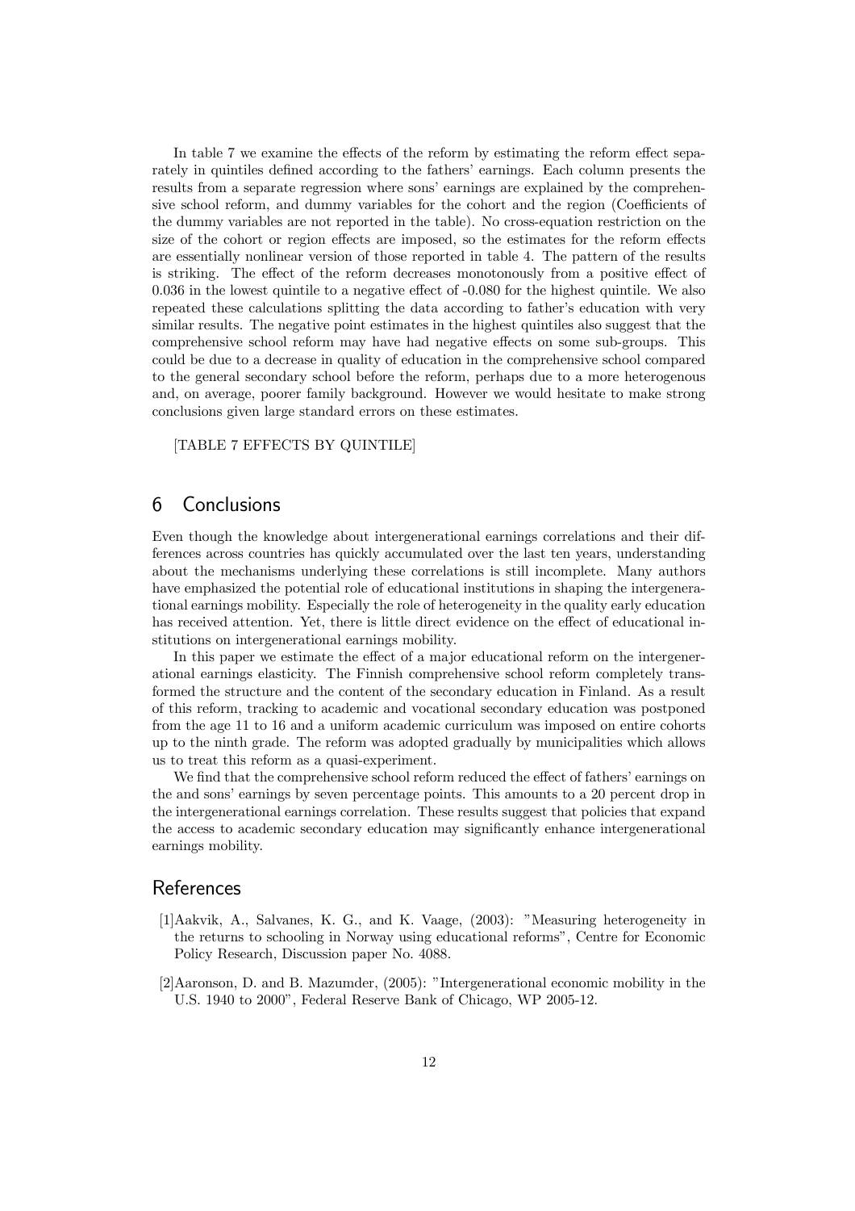In table 7 we examine the effects of the reform by estimating the reform effect separately in quintiles defined according to the fathers' earnings. Each column presents the results from a separate regression where sons' earnings are explained by the comprehensive school reform, and dummy variables for the cohort and the region (Coefficients of the dummy variables are not reported in the table). No cross-equation restriction on the size of the cohort or region effects are imposed, so the estimates for the reform effects are essentially nonlinear version of those reported in table 4. The pattern of the results is striking. The effect of the reform decreases monotonously from a positive effect of 0.036 in the lowest quintile to a negative effect of -0.080 for the highest quintile. We also repeated these calculations splitting the data according to father's education with very similar results. The negative point estimates in the highest quintiles also suggest that the comprehensive school reform may have had negative effects on some sub-groups. This could be due to a decrease in quality of education in the comprehensive school compared to the general secondary school before the reform, perhaps due to a more heterogenous and, on average, poorer family background. However we would hesitate to make strong conclusions given large standard errors on these estimates.

[TABLE 7 EFFECTS BY QUINTILE]

# 6 Conclusions

Even though the knowledge about intergenerational earnings correlations and their differences across countries has quickly accumulated over the last ten years, understanding about the mechanisms underlying these correlations is still incomplete. Many authors have emphasized the potential role of educational institutions in shaping the intergenerational earnings mobility. Especially the role of heterogeneity in the quality early education has received attention. Yet, there is little direct evidence on the effect of educational institutions on intergenerational earnings mobility.

In this paper we estimate the effect of a major educational reform on the intergenerational earnings elasticity. The Finnish comprehensive school reform completely transformed the structure and the content of the secondary education in Finland. As a result of this reform, tracking to academic and vocational secondary education was postponed from the age 11 to 16 and a uniform academic curriculum was imposed on entire cohorts up to the ninth grade. The reform was adopted gradually by municipalities which allows us to treat this reform as a quasi-experiment.

We find that the comprehensive school reform reduced the effect of fathers' earnings on the and sons' earnings by seven percentage points. This amounts to a 20 percent drop in the intergenerational earnings correlation. These results suggest that policies that expand the access to academic secondary education may significantly enhance intergenerational earnings mobility.

# References

[1]Aakvik, A., Salvanes, K. G., and K. Vaage, (2003): "Measuring heterogeneity in the returns to schooling in Norway using educational reforms", Centre for Economic Policy Research, Discussion paper No. 4088.

[2]Aaronson, D. and B. Mazumder, (2005): "Intergenerational economic mobility in the U.S. 1940 to 2000", Federal Reserve Bank of Chicago, WP 2005-12.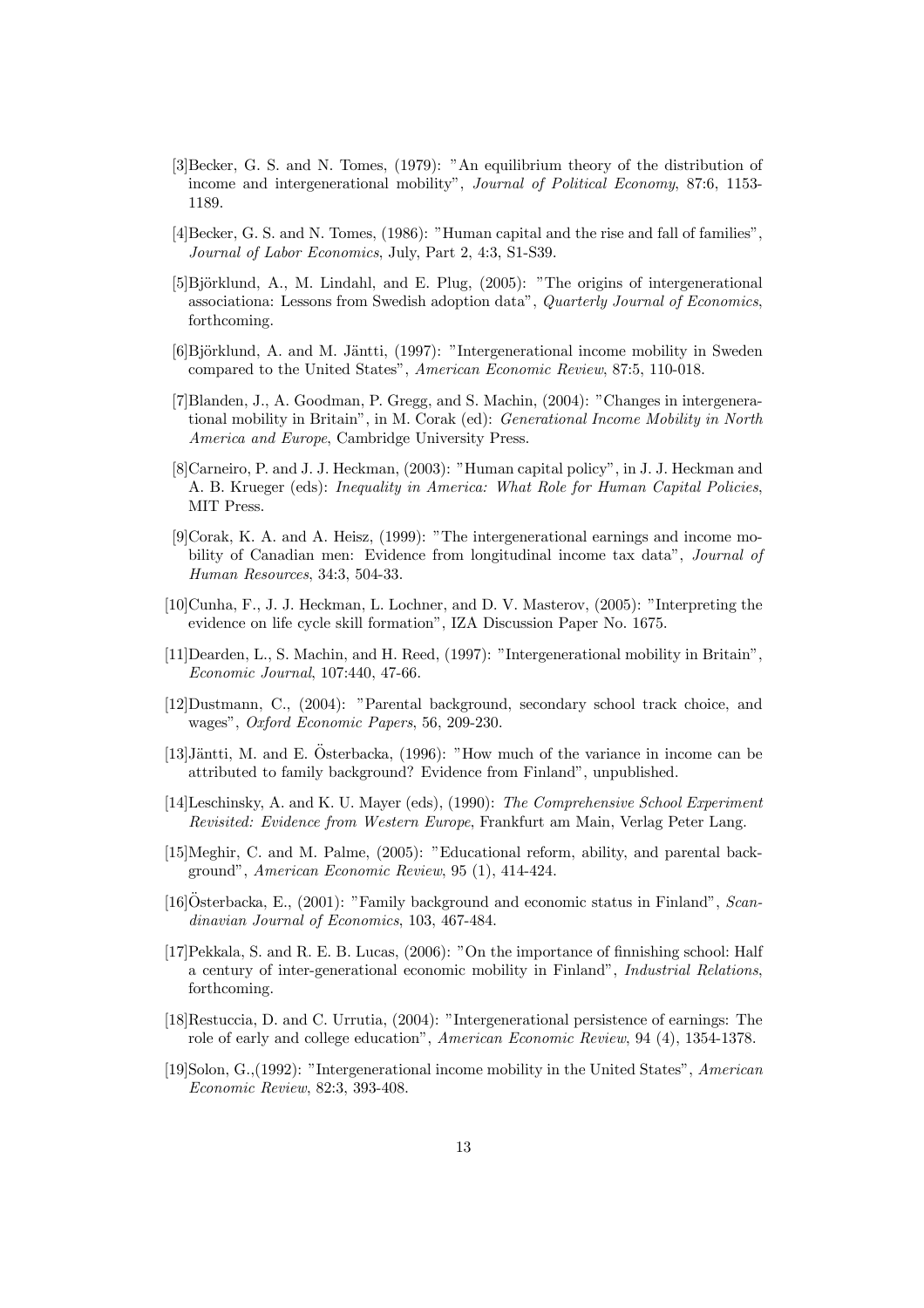[3]Becker, G. S. and N. Tomes, (1979): "An equilibrium theory of the distribution of income and intergenerational mobility", *Journal of Political Economy*, 87:6, 1153-1189.

[4]Becker, G. S. and N. Tomes, (1986): "Human capital and the rise and fall of families", *Journal of Labor Economics*, July, Part 2, 4:3, S1-S39.

[5]Björklund, A., M. Lindahl, and E. Plug, (2005): "The origins of intergenerational associationa: Lessons from Swedish adoption data", *Quarterly Journal of Economics*, forthcoming.

[6]Björklund, A. and M. Jäntti, (1997): "Intergenerational income mobility in Sweden compared to the United States", *American Economic Review*, 87:5, 110-018.

[7]Blanden, J., A. Goodman, P. Gregg, and S. Machin, (2004): "Changes in intergenerational mobility in Britain", in M. Corak (ed): *Generational Income Mobility in North America and Europe*, Cambridge University Press.

[8]Carneiro, P. and J. J. Heckman, (2003): "Human capital policy", in J. J. Heckman and A. B. Krueger (eds): *Inequality in America: What Role for Human Capital Policies*, MIT Press.

[9]Corak, K. A. and A. Heisz, (1999): "The intergenerational earnings and income mobility of Canadian men: Evidence from longitudinal income tax data", *Journal of Human Resources*, 34:3, 504-33.

[10]Cunha, F., J. J. Heckman, L. Lochner, and D. V. Masterov, (2005): "Interpreting the evidence on life cycle skill formation", IZA Discussion Paper No. 1675.

[11]Dearden, L., S. Machin, and H. Reed, (1997): "Intergenerational mobility in Britain", *Economic Journal*, 107:440, 47-66.

[12]Dustmann, C., (2004): "Parental background, secondary school track choice, and wages", *Oxford Economic Papers*, 56, 209-230.

[13]Jäntti, M. and E. Österbacka, (1996): "How much of the variance in income can be attributed to family background? Evidence from Finland", unpublished.

[14]Leschinsky, A. and K. U. Mayer (eds), (1990): *The Comprehensive School Experiment Revisited: Evidence from Western Europe*, Frankfurt am Main, Verlag Peter Lang.

[15]Meghir, C. and M. Palme, (2005): "Educational reform, ability, and parental background", *American Economic Review*, 95 (1), 414-424.

[16]Österbacka, E., (2001): "Family background and economic status in Finland", *Scandinavian Journal of Economics*, 103, 467-484.

[17]Pekkala, S. and R. E. B. Lucas, (2006): "On the importance of finnishing school: Half a century of inter-generational economic mobility in Finland", *Industrial Relations*, forthcoming.

[18]Restuccia, D. and C. Urrutia, (2004): "Intergenerational persistence of earnings: The role of early and college education", *American Economic Review*, 94 (4), 1354-1378.

[19]Solon, G.,(1992): "Intergenerational income mobility in the United States", *American Economic Review*, 82:3, 393-408.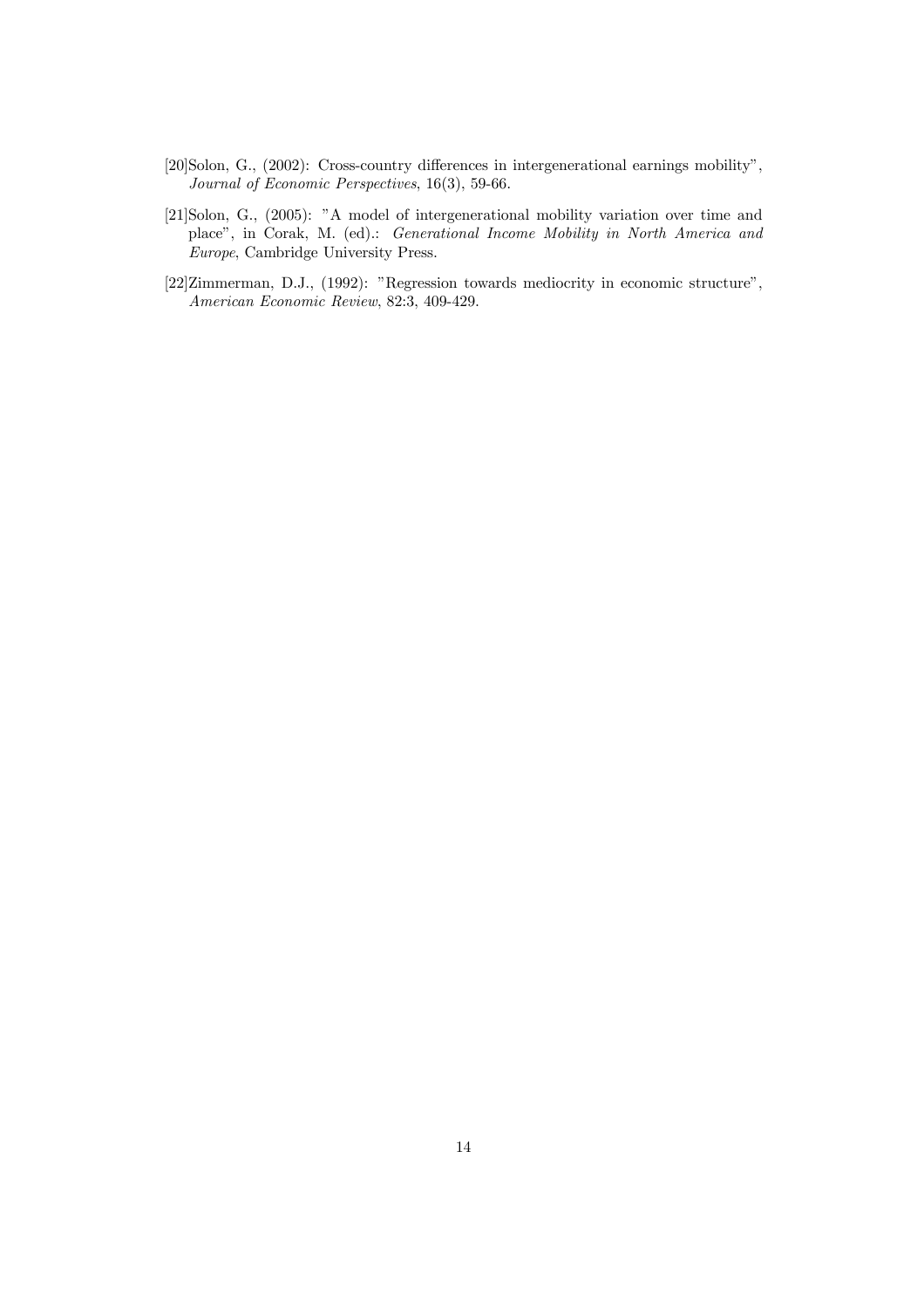[20]Solon, G., (2002): Cross-country differences in intergenerational earnings mobility", *Journal of Economic Perspectives*, 16(3), 59-66.

[21]Solon, G., (2005): "A model of intergenerational mobility variation over time and place", in Corak, M. (ed).: *Generational Income Mobility in North America and Europe*, Cambridge University Press.

[22]Zimmerman, D.J., (1992): "Regression towards mediocrity in economic structure", *American Economic Review*, 82:3, 409-429.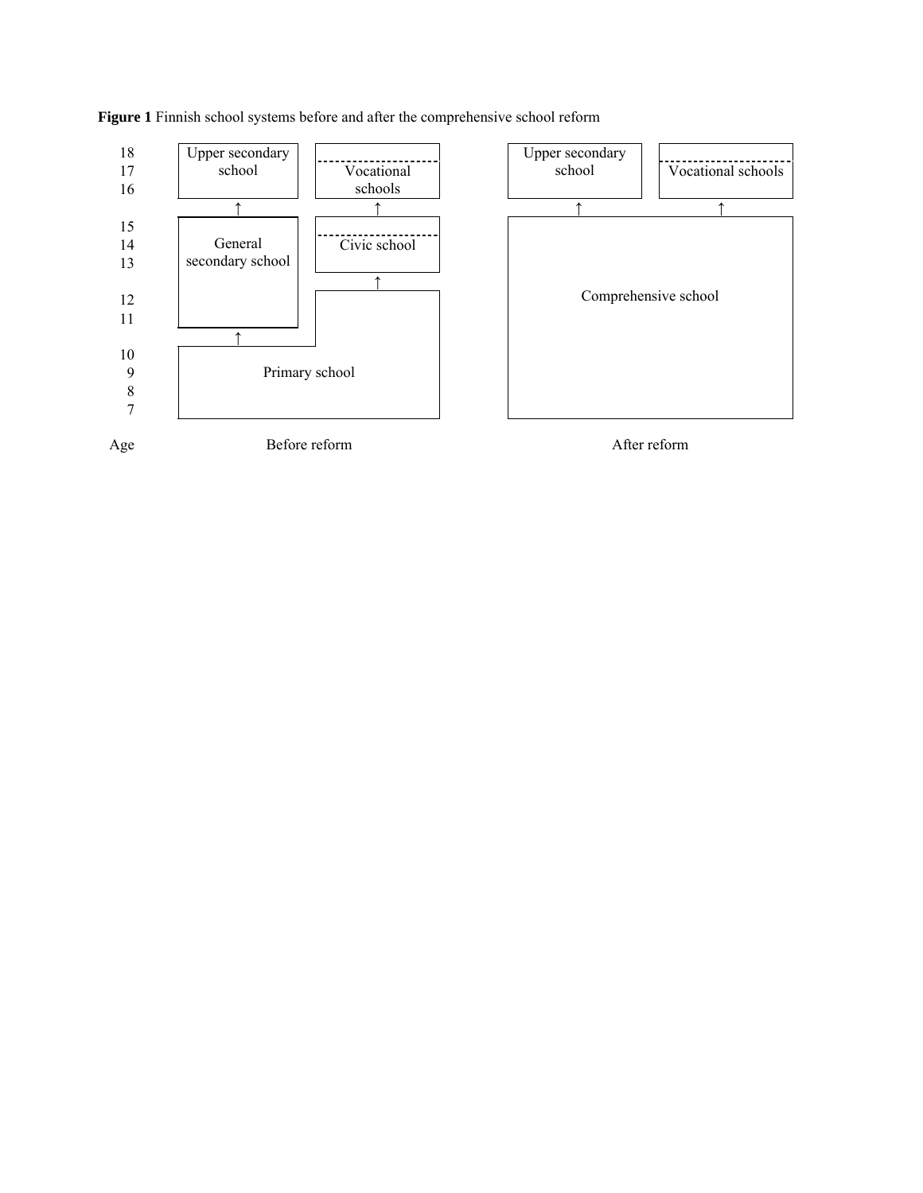**Figure 1** Finnish school systems before and after the comprehensive school reform

| Age | Before reform | | After reform | |
|---|---|---|---|---|
| 18 | Upper secondary school | Vocational schools | Upper secondary school | Vocational schools |
| 17 | Upper secondary school | Vocational schools | Upper secondary school | Vocational schools |
| 16 | Upper secondary school | Vocational schools | Upper secondary school | Vocational schools |
| 15 | General secondary school | Civic school | Comprehensive school | Comprehensive school |
| 14 | General secondary school | Civic school | Comprehensive school | Comprehensive school |
| 13 | General secondary school | Civic school | Comprehensive school | Comprehensive school |
| 12 | General secondary school | Primary school | Comprehensive school | Comprehensive school |
| 11 | General secondary school | Primary school | Comprehensive school | Comprehensive school |
| 10 | Primary school | Primary school | Comprehensive school | Comprehensive school |
| 9 | Primary school | Primary school | Comprehensive school | Comprehensive school |
| 8 | Primary school | Primary school | Comprehensive school | Comprehensive school |
| 7 | Primary school | Primary school | Comprehensive school | Comprehensive school |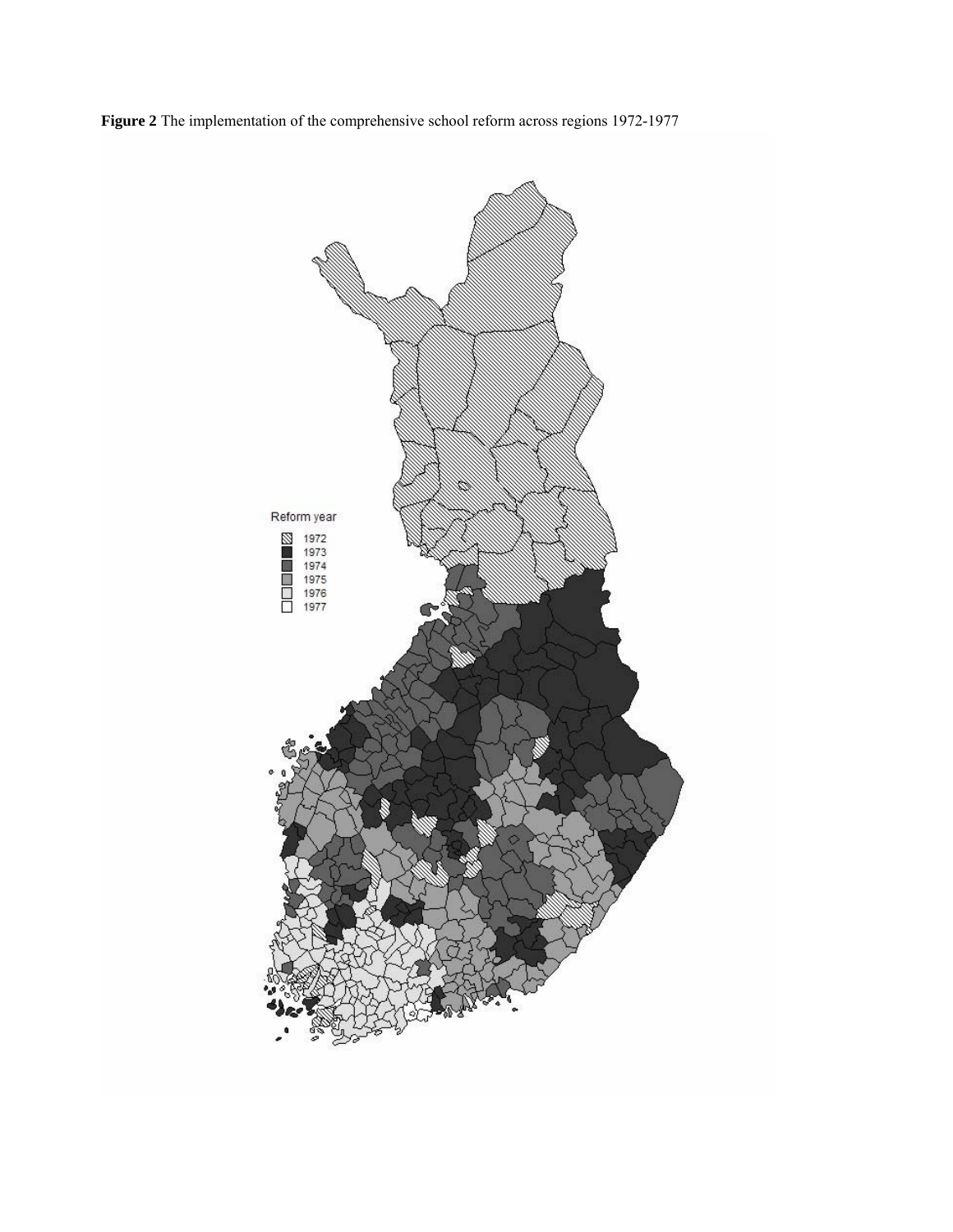**Figure 2** The implementation of the comprehensive school reform across regions 1972-1977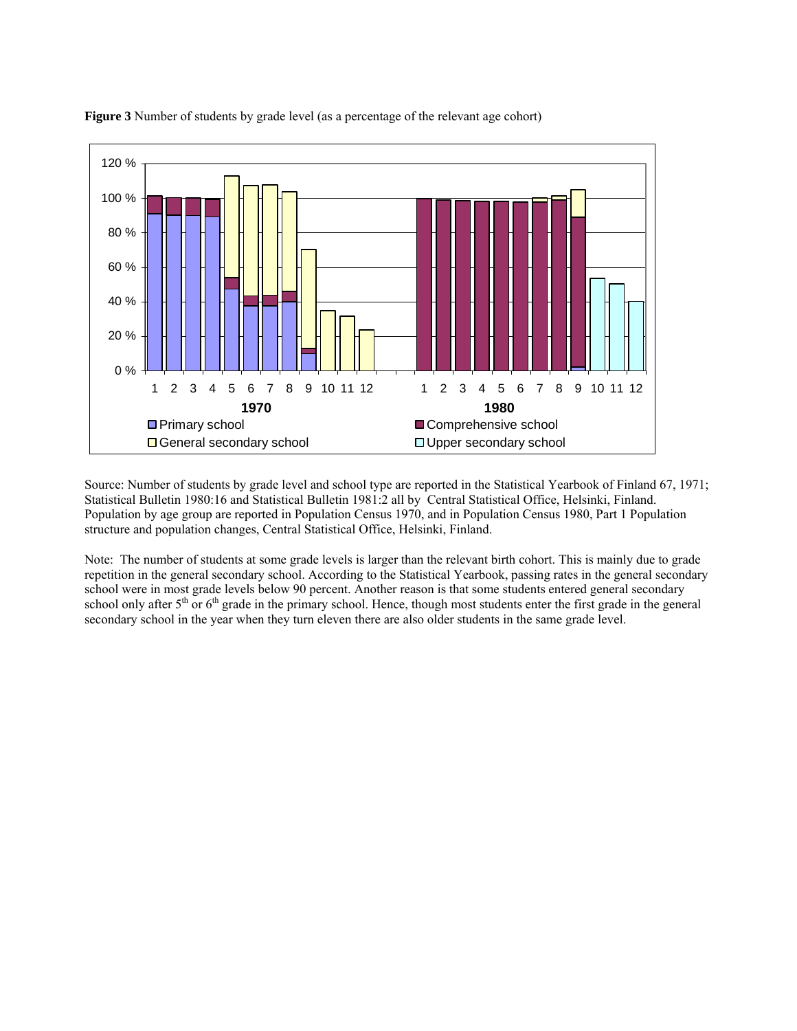**Figure 3** Number of students by grade level (as a percentage of the relevant age cohort)

Source: Number of students by grade level and school type are reported in the Statistical Yearbook of Finland 67, 1971; Statistical Bulletin 1980:16 and Statistical Bulletin 1981:2 all by Central Statistical Office, Helsinki, Finland. Population by age group are reported in Population Census 1970, and in Population Census 1980, Part 1 Population structure and population changes, Central Statistical Office, Helsinki, Finland.

Note: The number of students at some grade levels is larger than the relevant birth cohort. This is mainly due to grade repetition in the general secondary school. According to the Statistical Yearbook, passing rates in the general secondary school were in most grade levels below 90 percent. Another reason is that some students entered general secondary school only after 5[th] or 6[th] grade in the primary school. Hence, though most students enter the first grade in the general secondary school in the year when they turn eleven there are also older students in the same grade level.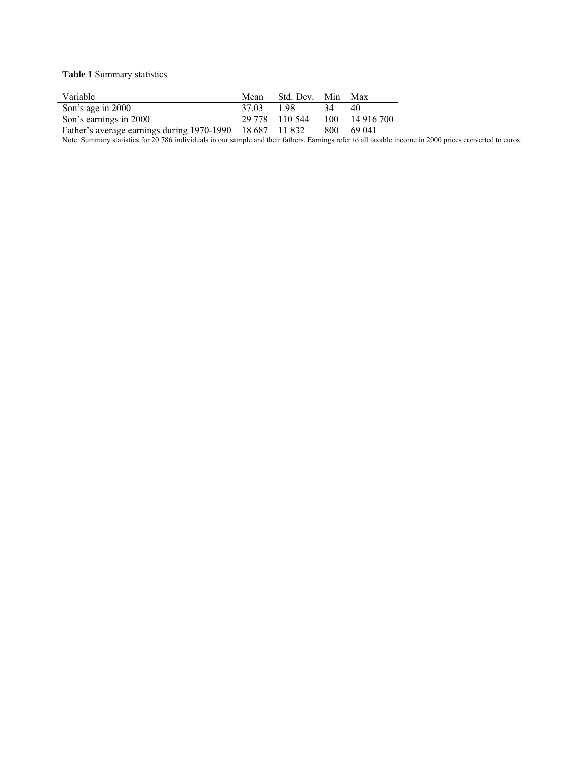**Table 1** Summary statistics

| Variable | Mean | Std. Dev. | Min | Max |
|---|---|---|---|---|
| Son's age in 2000 | 37.03 | 1.98 | 34 | 40 |
| Son's earnings in 2000 | 29 778 | 110 544 | 100 | 14 916 700 |
| Father's average earnings during 1970-1990 | 18 687 | 11 832 | 800 | 69 041 |

Note: Summary statistics for 20 786 individuals in our sample and their fathers. Earnings refer to all taxable income in 2000 prices converted to euros.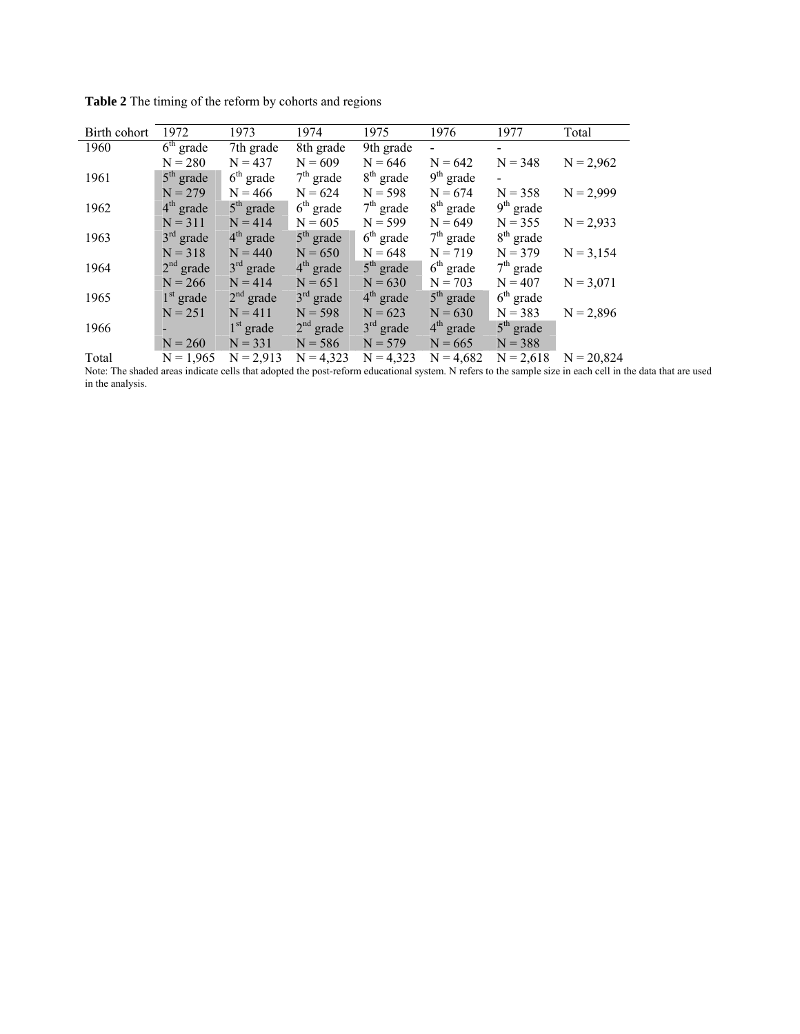**Table 2** The timing of the reform by cohorts and regions

| Birth cohort | 1972 | 1973 | 1974 | 1975 | 1976 | 1977 | Total |
|---|---|---|---|---|---|---|---|
| 1960 | 6th grade | 7th grade | 8th grade | 9th grade | - | - | |
| | N = 280 | N = 437 | N = 609 | N = 646 | N = 642 | N = 348 | N = 2,962 |
| 1961 | 5th grade | 6th grade | 7th grade | 8th grade | 9th grade | - | |
| | N = 279 | N = 466 | N = 624 | N = 598 | N = 674 | N = 358 | N = 2,999 |
| 1962 | 4th grade | 5th grade | 6th grade | 7th grade | 8th grade | 9th grade | |
| | N = 311 | N = 414 | N = 605 | N = 599 | N = 649 | N = 355 | N = 2,933 |
| 1963 | 3rd grade | 4th grade | 5th grade | 6th grade | 7th grade | 8th grade | |
| | N = 318 | N = 440 | N = 650 | N = 648 | N = 719 | N = 379 | N = 3,154 |
| 1964 | 2nd grade | 3rd grade | 4th grade | 5th grade | 6th grade | 7th grade | |
| | N = 266 | N = 414 | N = 651 | N = 630 | N = 703 | N = 407 | N = 3,071 |
| 1965 | 1st grade | 2nd grade | 3rd grade | 4th grade | 5th grade | 6th grade | |
| | N = 251 | N = 411 | N = 598 | N = 623 | N = 630 | N = 383 | N = 2,896 |
| 1966 | - | 1st grade | 2nd grade | 3rd grade | 4th grade | 5th grade | |
| | N = 260 | N = 331 | N = 586 | N = 579 | N = 665 | N = 388 | |
| Total | N = 1,965 | N = 2,913 | N = 4,323 | N = 4,323 | N = 4,682 | N = 2,618 | N = 20,824 |

Note: The shaded areas indicate cells that adopted the post-reform educational system. N refers to the sample size in each cell in the data that are used in the analysis.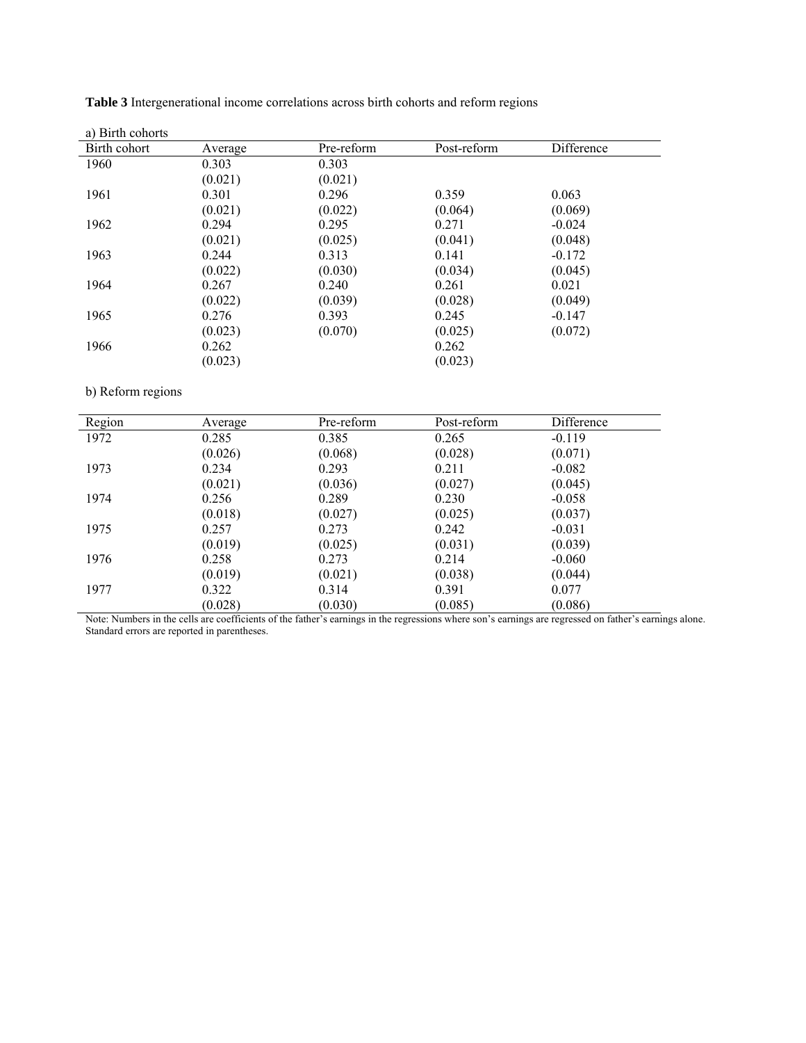**Table 3** Intergenerational income correlations across birth cohorts and reform regions

a) Birth cohorts

| Birth cohort | Average | Pre-reform | Post-reform | Difference |
|---|---|---|---|---|
| 1960 | 0.303 | 0.303 | | |
| | (0.021) | (0.021) | | |
| 1961 | 0.301 | 0.296 | 0.359 | 0.063 |
| | (0.021) | (0.022) | (0.064) | (0.069) |
| 1962 | 0.294 | 0.295 | 0.271 | -0.024 |
| | (0.021) | (0.025) | (0.041) | (0.048) |
| 1963 | 0.244 | 0.313 | 0.141 | -0.172 |
| | (0.022) | (0.030) | (0.034) | (0.045) |
| 1964 | 0.267 | 0.240 | 0.261 | 0.021 |
| | (0.022) | (0.039) | (0.028) | (0.049) |
| 1965 | 0.276 | 0.393 | 0.245 | -0.147 |
| | (0.023) | (0.070) | (0.025) | (0.072) |
| 1966 | 0.262 | | 0.262 | |
| | (0.023) | | (0.023) | |

b) Reform regions

| Region | Average | Pre-reform | Post-reform | Difference |
|---|---|---|---|---|
| 1972 | 0.285 | 0.385 | 0.265 | -0.119 |
| | (0.026) | (0.068) | (0.028) | (0.071) |
| 1973 | 0.234 | 0.293 | 0.211 | -0.082 |
| | (0.021) | (0.036) | (0.027) | (0.045) |
| 1974 | 0.256 | 0.289 | 0.230 | -0.058 |
| | (0.018) | (0.027) | (0.025) | (0.037) |
| 1975 | 0.257 | 0.273 | 0.242 | -0.031 |
| | (0.019) | (0.025) | (0.031) | (0.039) |
| 1976 | 0.258 | 0.273 | 0.214 | -0.060 |
| | (0.019) | (0.021) | (0.038) | (0.044) |
| 1977 | 0.322 | 0.314 | 0.391 | 0.077 |
| | (0.028) | (0.030) | (0.085) | (0.086) |

Note: Numbers in the cells are coefficients of the father's earnings in the regressions where son's earnings are regressed on father's earnings alone. Standard errors are reported in parentheses.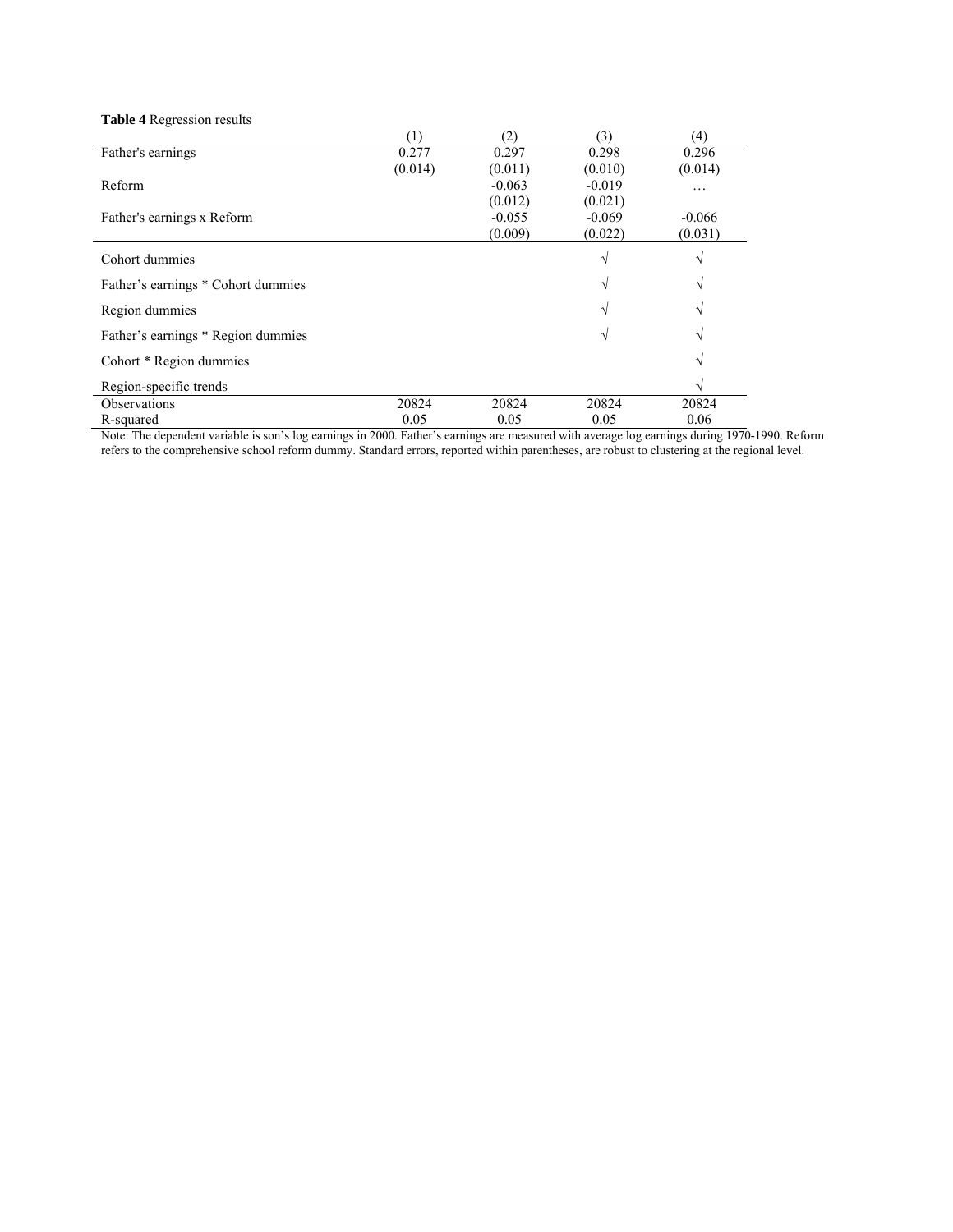**Table 4** Regression results

| | (1) | (2) | (3) | (4) |
|---|---|---|---|---|
| Father's earnings | 0.277 | 0.297 | 0.298 | 0.296 |
| | (0.014) | (0.011) | (0.010) | (0.014) |
| Reform | | -0.063 | -0.019 | … |
| | | (0.012) | (0.021) | |
| Father's earnings x Reform | | -0.055 | -0.069 | -0.066 |
| | | (0.009) | (0.022) | (0.031) |
| Cohort dummies | | | √ | √ |
| Father's earnings * Cohort dummies | | | √ | √ |
| Region dummies | | | √ | √ |
| Father's earnings * Region dummies | | | √ | √ |
| Cohort * Region dummies | | | | √ |
| Region-specific trends | | | | √ |
| Observations | 20824 | 20824 | 20824 | 20824 |
| R-squared | 0.05 | 0.05 | 0.05 | 0.06 |

Note: The dependent variable is son's log earnings in 2000. Father's earnings are measured with average log earnings during 1970-1990. Reform refers to the comprehensive school reform dummy. Standard errors, reported within parentheses, are robust to clustering at the regional level.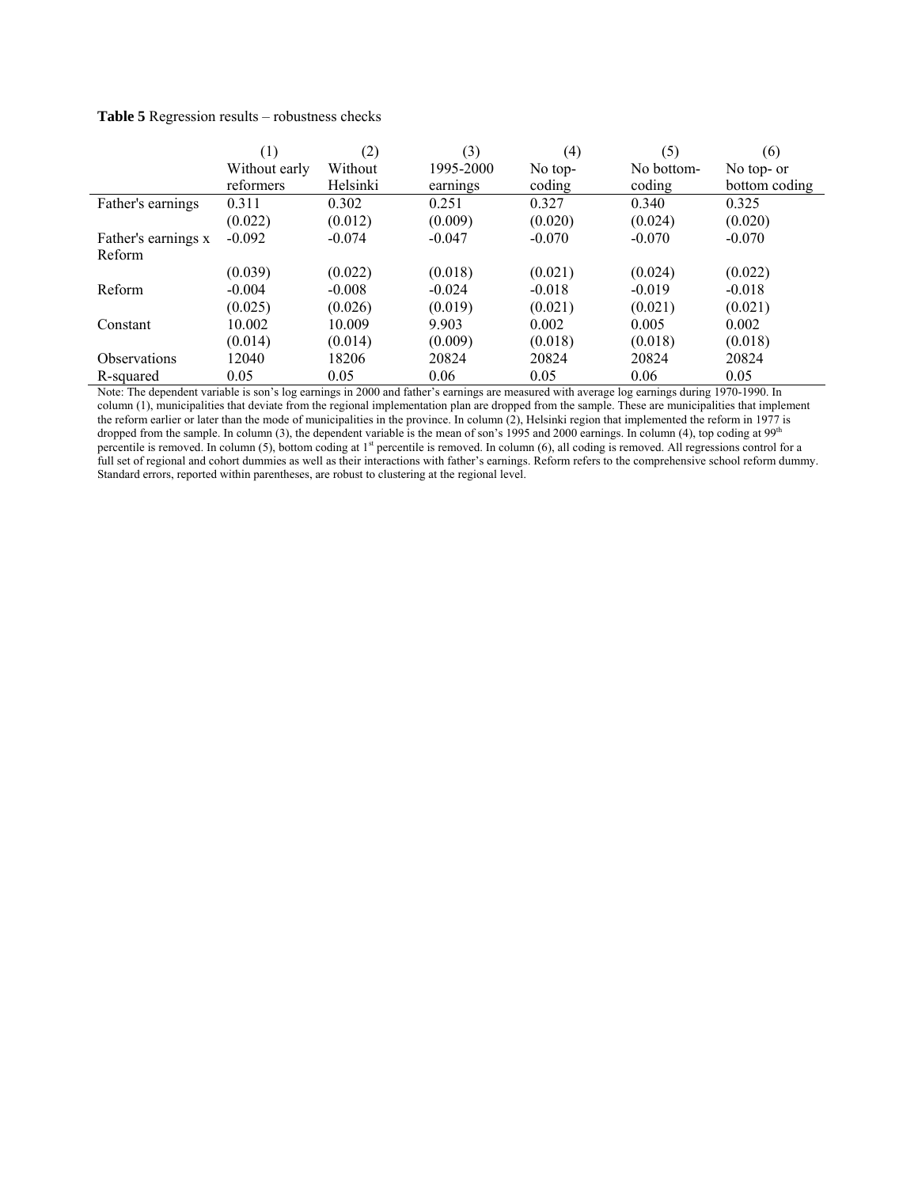**Table 5** Regression results – robustness checks

| | (1) Without early reformers | (2) Without Helsinki | (3) 1995-2000 earnings | (4) No top-coding | (5) No bottom-coding | (6) No top- or bottom coding |
|---|---|---|---|---|---|---|
| Father's earnings | 0.311 | 0.302 | 0.251 | 0.327 | 0.340 | 0.325 |
| | (0.022) | (0.012) | (0.009) | (0.020) | (0.024) | (0.020) |
| Father's earnings x Reform | -0.092 | -0.074 | -0.047 | -0.070 | -0.070 | -0.070 |
| | (0.039) | (0.022) | (0.018) | (0.021) | (0.024) | (0.022) |
| Reform | -0.004 | -0.008 | -0.024 | -0.018 | -0.019 | -0.018 |
| | (0.025) | (0.026) | (0.019) | (0.021) | (0.021) | (0.021) |
| Constant | 10.002 | 10.009 | 9.903 | 0.002 | 0.005 | 0.002 |
| | (0.014) | (0.014) | (0.009) | (0.018) | (0.018) | (0.018) |
| Observations | 12040 | 18206 | 20824 | 20824 | 20824 | 20824 |
| R-squared | 0.05 | 0.05 | 0.06 | 0.05 | 0.06 | 0.05 |

Note: The dependent variable is son's log earnings in 2000 and father's earnings are measured with average log earnings during 1970-1990. In column (1), municipalities that deviate from the regional implementation plan are dropped from the sample. These are municipalities that implement the reform earlier or later than the mode of municipalities in the province. In column (2), Helsinki region that implemented the reform in 1977 is dropped from the sample. In column (3), the dependent variable is the mean of son's 1995 and 2000 earnings. In column (4), top coding at 99th percentile is removed. In column (5), bottom coding at 1st percentile is removed. In column (6), all coding is removed. All regressions control for a full set of regional and cohort dummies as well as their interactions with father's earnings. Reform refers to the comprehensive school reform dummy. Standard errors, reported within parentheses, are robust to clustering at the regional level.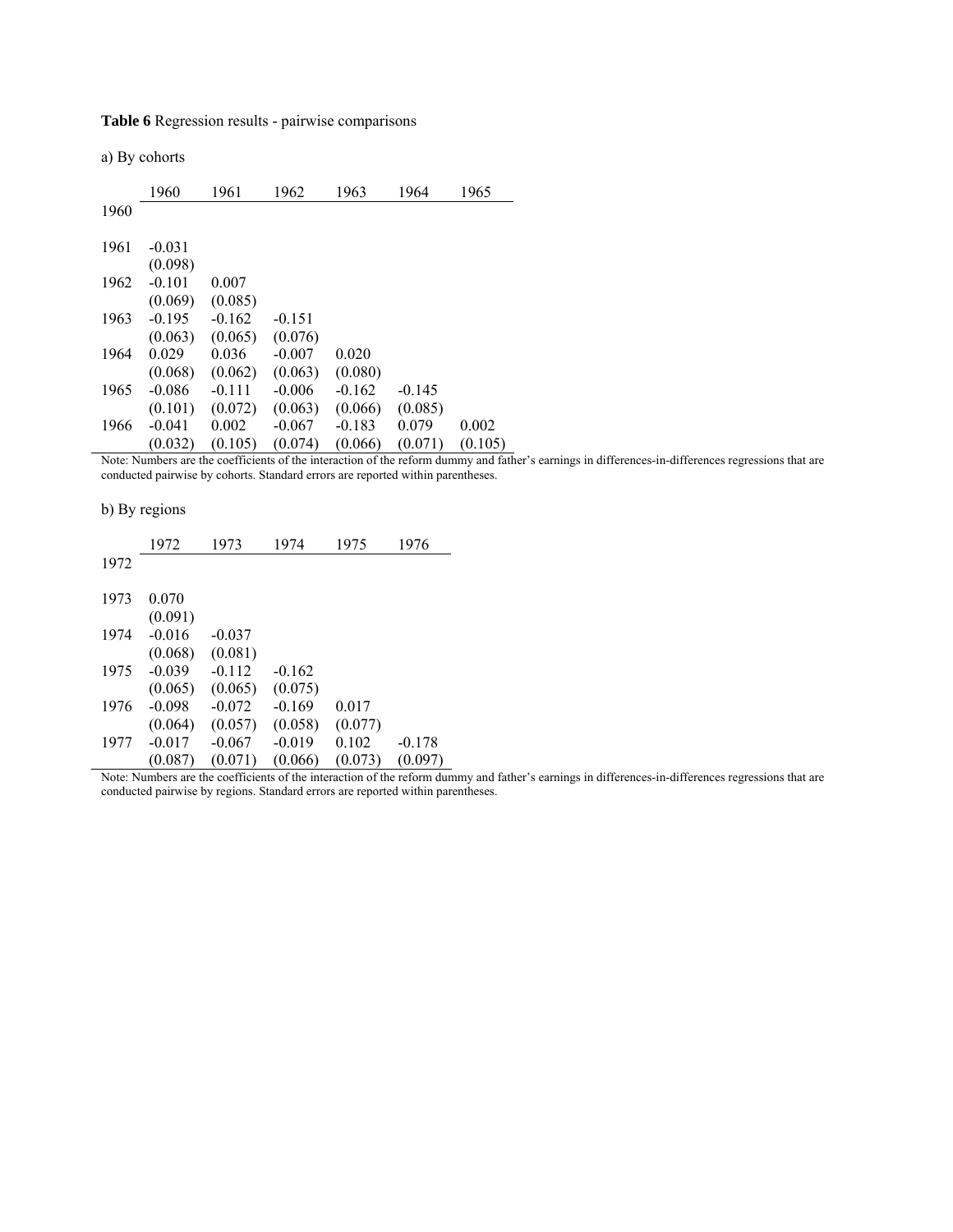**Table 6** Regression results - pairwise comparisons

a) By cohorts

| | 1960 | 1961 | 1962 | 1963 | 1964 | 1965 |
|---|---|---|---|---|---|---|
| 1960 | | | | | | |
| 1961 | -0.031 | | | | | |
| | (0.098) | | | | | |
| 1962 | -0.101 | 0.007 | | | | |
| | (0.069) | (0.085) | | | | |
| 1963 | -0.195 | -0.162 | -0.151 | | | |
| | (0.063) | (0.065) | (0.076) | | | |
| 1964 | 0.029 | 0.036 | -0.007 | 0.020 | | |
| | (0.068) | (0.062) | (0.063) | (0.080) | | |
| 1965 | -0.086 | -0.111 | -0.006 | -0.162 | -0.145 | |
| | (0.101) | (0.072) | (0.063) | (0.066) | (0.085) | |
| 1966 | -0.041 | 0.002 | -0.067 | -0.183 | 0.079 | 0.002 |
| | (0.032) | (0.105) | (0.074) | (0.066) | (0.071) | (0.105) |

Note: Numbers are the coefficients of the interaction of the reform dummy and father's earnings in differences-in-differences regressions that are conducted pairwise by cohorts. Standard errors are reported within parentheses.

b) By regions

| | 1972 | 1973 | 1974 | 1975 | 1976 |
|---|---|---|---|---|---|
| 1972 | | | | | |
| 1973 | 0.070 | | | | |
| | (0.091) | | | | |
| 1974 | -0.016 | -0.037 | | | |
| | (0.068) | (0.081) | | | |
| 1975 | -0.039 | -0.112 | -0.162 | | |
| | (0.065) | (0.065) | (0.075) | | |
| 1976 | -0.098 | -0.072 | -0.169 | 0.017 | |
| | (0.064) | (0.057) | (0.058) | (0.077) | |
| 1977 | -0.017 | -0.067 | -0.019 | 0.102 | -0.178 |
| | (0.087) | (0.071) | (0.066) | (0.073) | (0.097) |

Note: Numbers are the coefficients of the interaction of the reform dummy and father's earnings in differences-in-differences regressions that are conducted pairwise by regions. Standard errors are reported within parentheses.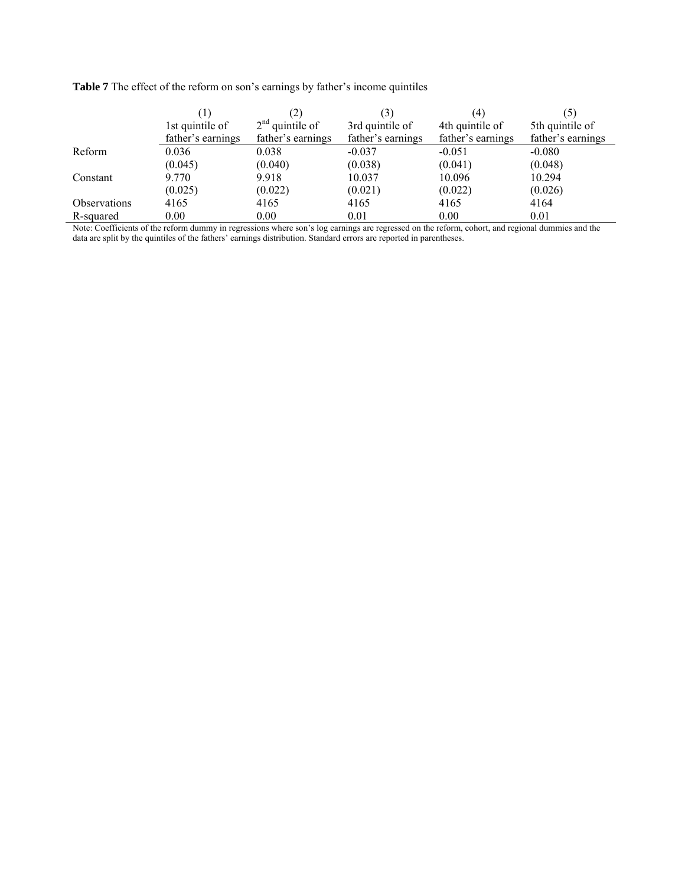**Table 7** The effect of the reform on son's earnings by father's income quintiles

| | (1) | (2) | (3) | (4) | (5) |
|---|---|---|---|---|---|
| | 1st quintile of father's earnings | $2^{nd}$ quintile of father's earnings | 3rd quintile of father's earnings | 4th quintile of father's earnings | 5th quintile of father's earnings |
| Reform | 0.036 | 0.038 | -0.037 | -0.051 | -0.080 |
| | (0.045) | (0.040) | (0.038) | (0.041) | (0.048) |
| Constant | 9.770 | 9.918 | 10.037 | 10.096 | 10.294 |
| | (0.025) | (0.022) | (0.021) | (0.022) | (0.026) |
| Observations | 4165 | 4165 | 4165 | 4165 | 4164 |
| R-squared | 0.00 | 0.00 | 0.01 | 0.00 | 0.01 |

Note: Coefficients of the reform dummy in regressions where son's log earnings are regressed on the reform, cohort, and regional dummies and the data are split by the quintiles of the fathers' earnings distribution. Standard errors are reported in parentheses.